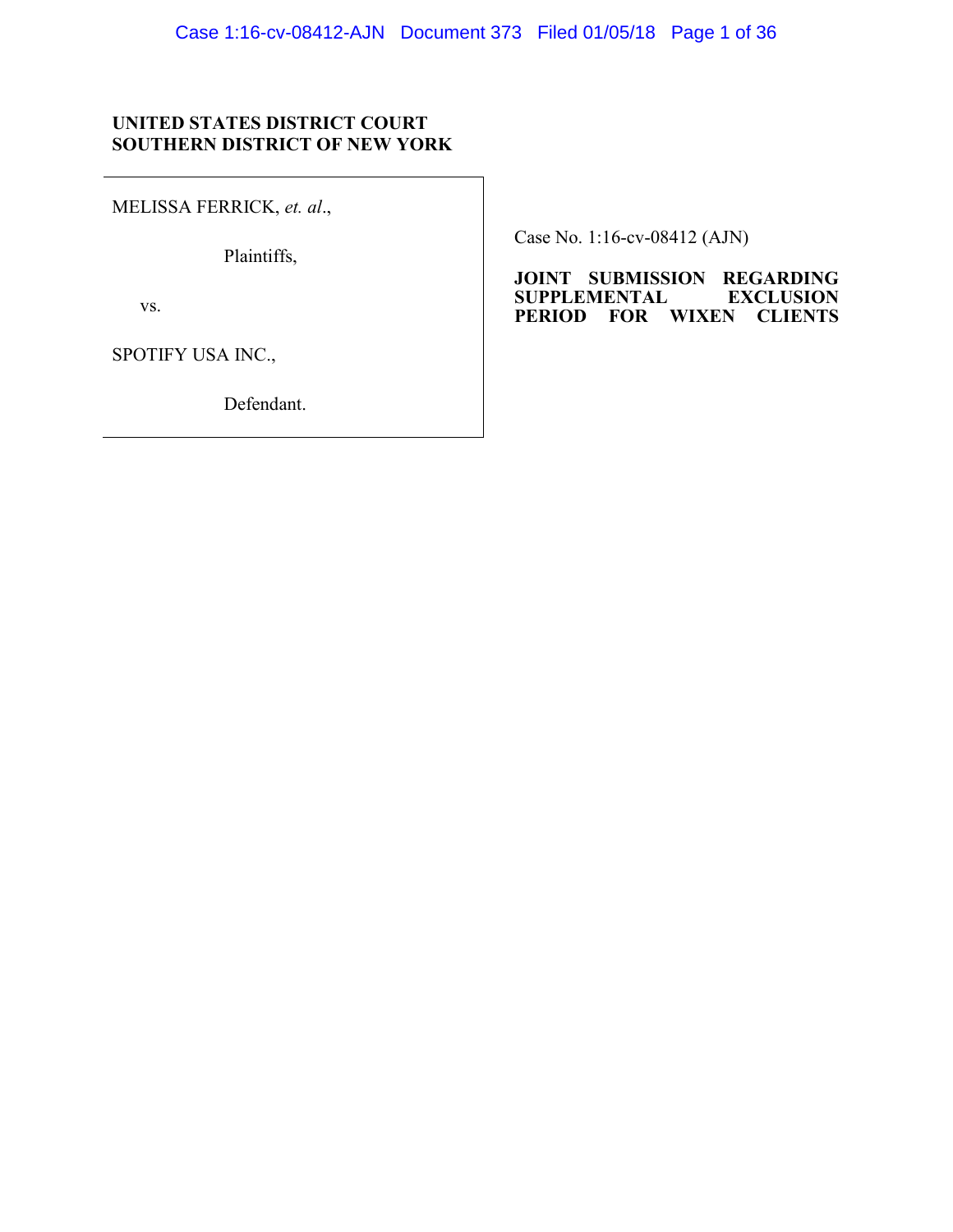**UNITED STATES DISTRICT COURT**
**SOUTHERN DISTRICT OF NEW YORK**

| | |
|---|---|
| MELISSA FERRICK, *et. al*.,<br><br>Plaintiffs,<br><br>vs.<br><br>SPOTIFY USA INC.,<br><br>Defendant. | Case No. 1:16-cv-08412 (AJN)<br><br>**JOINT SUBMISSION REGARDING SUPPLEMENTAL EXCLUSION PERIOD FOR WIXEN CLIENTS** |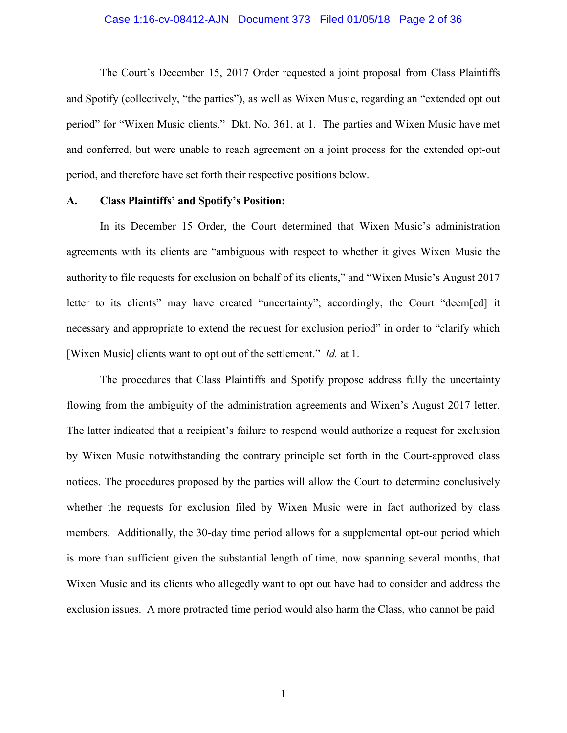The Court's December 15, 2017 Order requested a joint proposal from Class Plaintiffs and Spotify (collectively, "the parties"), as well as Wixen Music, regarding an "extended opt out period" for "Wixen Music clients." Dkt. No. 361, at 1. The parties and Wixen Music have met and conferred, but were unable to reach agreement on a joint process for the extended opt-out period, and therefore have set forth their respective positions below.

**A. Class Plaintiffs' and Spotify's Position:**

In its December 15 Order, the Court determined that Wixen Music's administration agreements with its clients are "ambiguous with respect to whether it gives Wixen Music the authority to file requests for exclusion on behalf of its clients," and "Wixen Music's August 2017 letter to its clients" may have created "uncertainty"; accordingly, the Court "deem[ed] it necessary and appropriate to extend the request for exclusion period" in order to "clarify which [Wixen Music] clients want to opt out of the settlement." *Id.* at 1.

The procedures that Class Plaintiffs and Spotify propose address fully the uncertainty flowing from the ambiguity of the administration agreements and Wixen's August 2017 letter. The latter indicated that a recipient's failure to respond would authorize a request for exclusion by Wixen Music notwithstanding the contrary principle set forth in the Court-approved class notices. The procedures proposed by the parties will allow the Court to determine conclusively whether the requests for exclusion filed by Wixen Music were in fact authorized by class members. Additionally, the 30-day time period allows for a supplemental opt-out period which is more than sufficient given the substantial length of time, now spanning several months, that Wixen Music and its clients who allegedly want to opt out have had to consider and address the exclusion issues. A more protracted time period would also harm the Class, who cannot be paid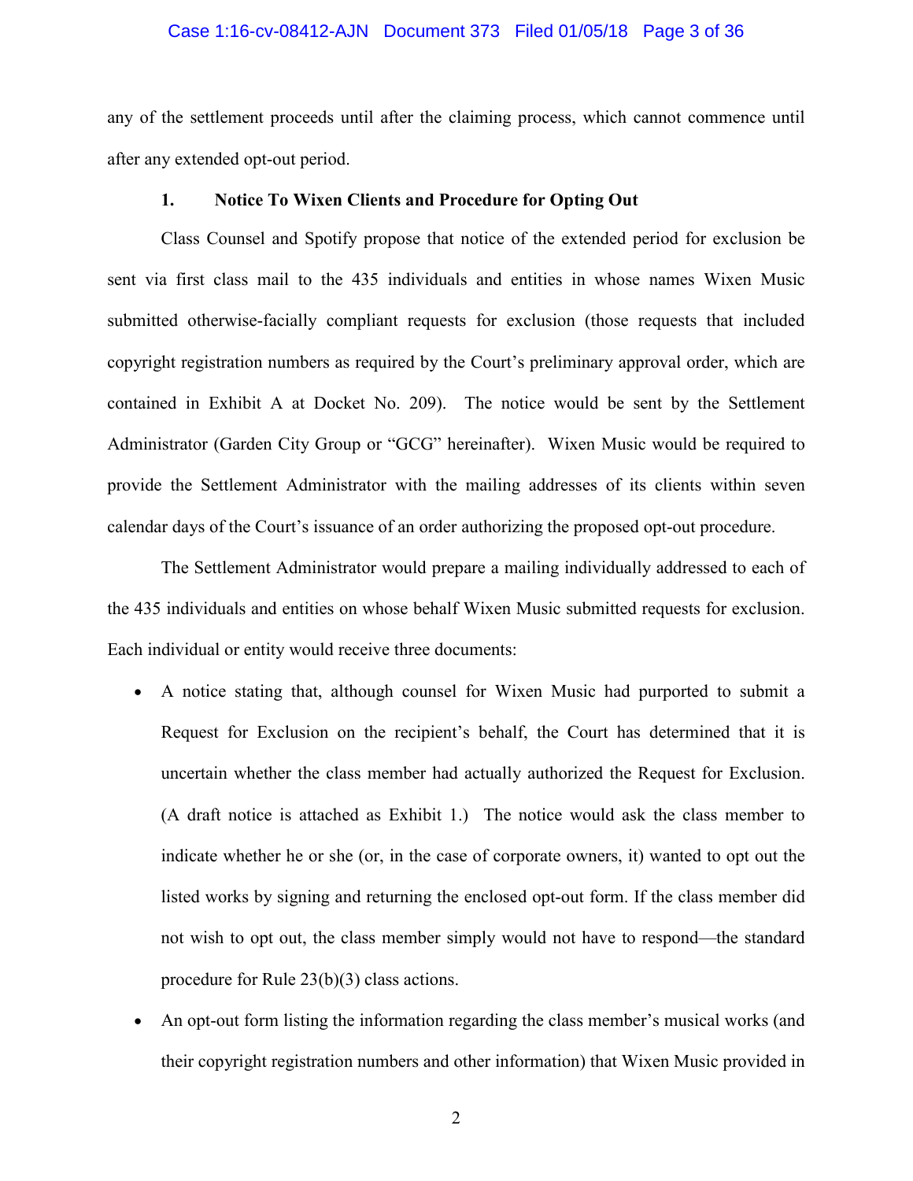any of the settlement proceeds until after the claiming process, which cannot commence until after any extended opt-out period.

### 1. Notice To Wixen Clients and Procedure for Opting Out

Class Counsel and Spotify propose that notice of the extended period for exclusion be sent via first class mail to the 435 individuals and entities in whose names Wixen Music submitted otherwise-facially compliant requests for exclusion (those requests that included copyright registration numbers as required by the Court's preliminary approval order, which are contained in Exhibit A at Docket No. 209). The notice would be sent by the Settlement Administrator (Garden City Group or "GCG" hereinafter). Wixen Music would be required to provide the Settlement Administrator with the mailing addresses of its clients within seven calendar days of the Court's issuance of an order authorizing the proposed opt-out procedure.

The Settlement Administrator would prepare a mailing individually addressed to each of the 435 individuals and entities on whose behalf Wixen Music submitted requests for exclusion. Each individual or entity would receive three documents:

- A notice stating that, although counsel for Wixen Music had purported to submit a Request for Exclusion on the recipient's behalf, the Court has determined that it is uncertain whether the class member had actually authorized the Request for Exclusion. (A draft notice is attached as Exhibit 1.) The notice would ask the class member to indicate whether he or she (or, in the case of corporate owners, it) wanted to opt out the listed works by signing and returning the enclosed opt-out form. If the class member did not wish to opt out, the class member simply would not have to respond—the standard procedure for Rule 23(b)(3) class actions.
- An opt-out form listing the information regarding the class member's musical works (and their copyright registration numbers and other information) that Wixen Music provided in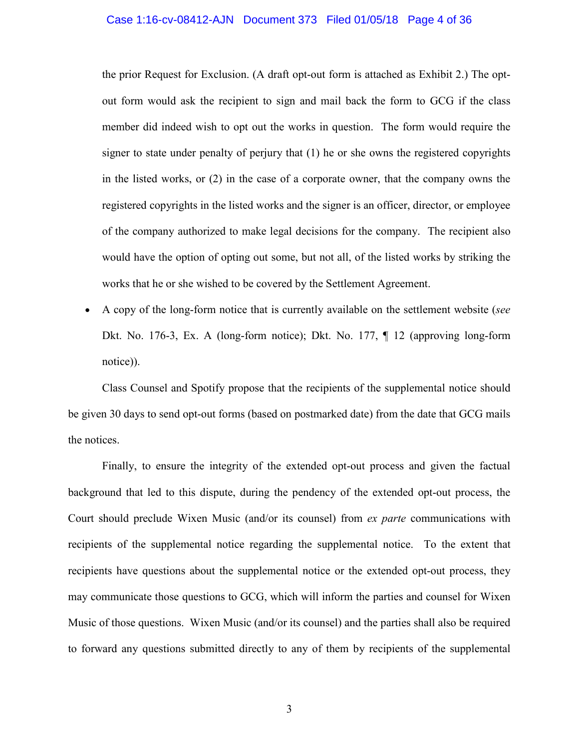the prior Request for Exclusion. (A draft opt-out form is attached as Exhibit 2.) The opt-out form would ask the recipient to sign and mail back the form to GCG if the class member did indeed wish to opt out the works in question. The form would require the signer to state under penalty of perjury that (1) he or she owns the registered copyrights in the listed works, or (2) in the case of a corporate owner, that the company owns the registered copyrights in the listed works and the signer is an officer, director, or employee of the company authorized to make legal decisions for the company. The recipient also would have the option of opting out some, but not all, of the listed works by striking the works that he or she wished to be covered by the Settlement Agreement.

- A copy of the long-form notice that is currently available on the settlement website (*see* Dkt. No. 176-3, Ex. A (long-form notice); Dkt. No. 177, ¶ 12 (approving long-form notice)).

Class Counsel and Spotify propose that the recipients of the supplemental notice should be given 30 days to send opt-out forms (based on postmarked date) from the date that GCG mails the notices.

Finally, to ensure the integrity of the extended opt-out process and given the factual background that led to this dispute, during the pendency of the extended opt-out process, the Court should preclude Wixen Music (and/or its counsel) from *ex parte* communications with recipients of the supplemental notice regarding the supplemental notice. To the extent that recipients have questions about the supplemental notice or the extended opt-out process, they may communicate those questions to GCG, which will inform the parties and counsel for Wixen Music of those questions. Wixen Music (and/or its counsel) and the parties shall also be required to forward any questions submitted directly to any of them by recipients of the supplemental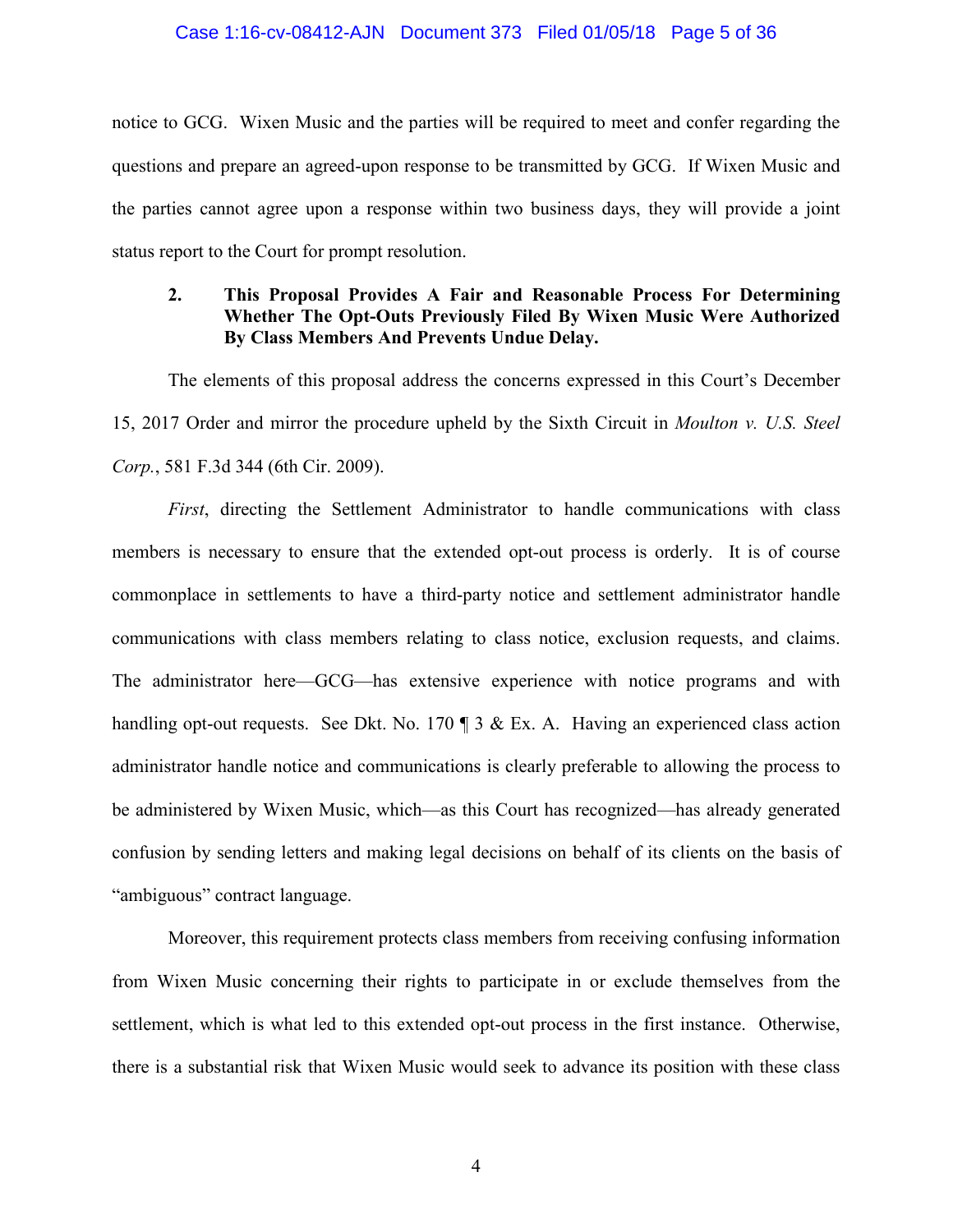notice to GCG. Wixen Music and the parties will be required to meet and confer regarding the questions and prepare an agreed-upon response to be transmitted by GCG. If Wixen Music and the parties cannot agree upon a response within two business days, they will provide a joint status report to the Court for prompt resolution.

### 2. This Proposal Provides A Fair and Reasonable Process For Determining Whether The Opt-Outs Previously Filed By Wixen Music Were Authorized By Class Members And Prevents Undue Delay.

The elements of this proposal address the concerns expressed in this Court's December 15, 2017 Order and mirror the procedure upheld by the Sixth Circuit in *Moulton v. U.S. Steel Corp.*, 581 F.3d 344 (6th Cir. 2009).

*First*, directing the Settlement Administrator to handle communications with class members is necessary to ensure that the extended opt-out process is orderly. It is of course commonplace in settlements to have a third-party notice and settlement administrator handle communications with class members relating to class notice, exclusion requests, and claims. The administrator here—GCG—has extensive experience with notice programs and with handling opt-out requests. See Dkt. No. 170 ¶ 3 & Ex. A. Having an experienced class action administrator handle notice and communications is clearly preferable to allowing the process to be administered by Wixen Music, which—as this Court has recognized—has already generated confusion by sending letters and making legal decisions on behalf of its clients on the basis of "ambiguous" contract language.

Moreover, this requirement protects class members from receiving confusing information from Wixen Music concerning their rights to participate in or exclude themselves from the settlement, which is what led to this extended opt-out process in the first instance. Otherwise, there is a substantial risk that Wixen Music would seek to advance its position with these class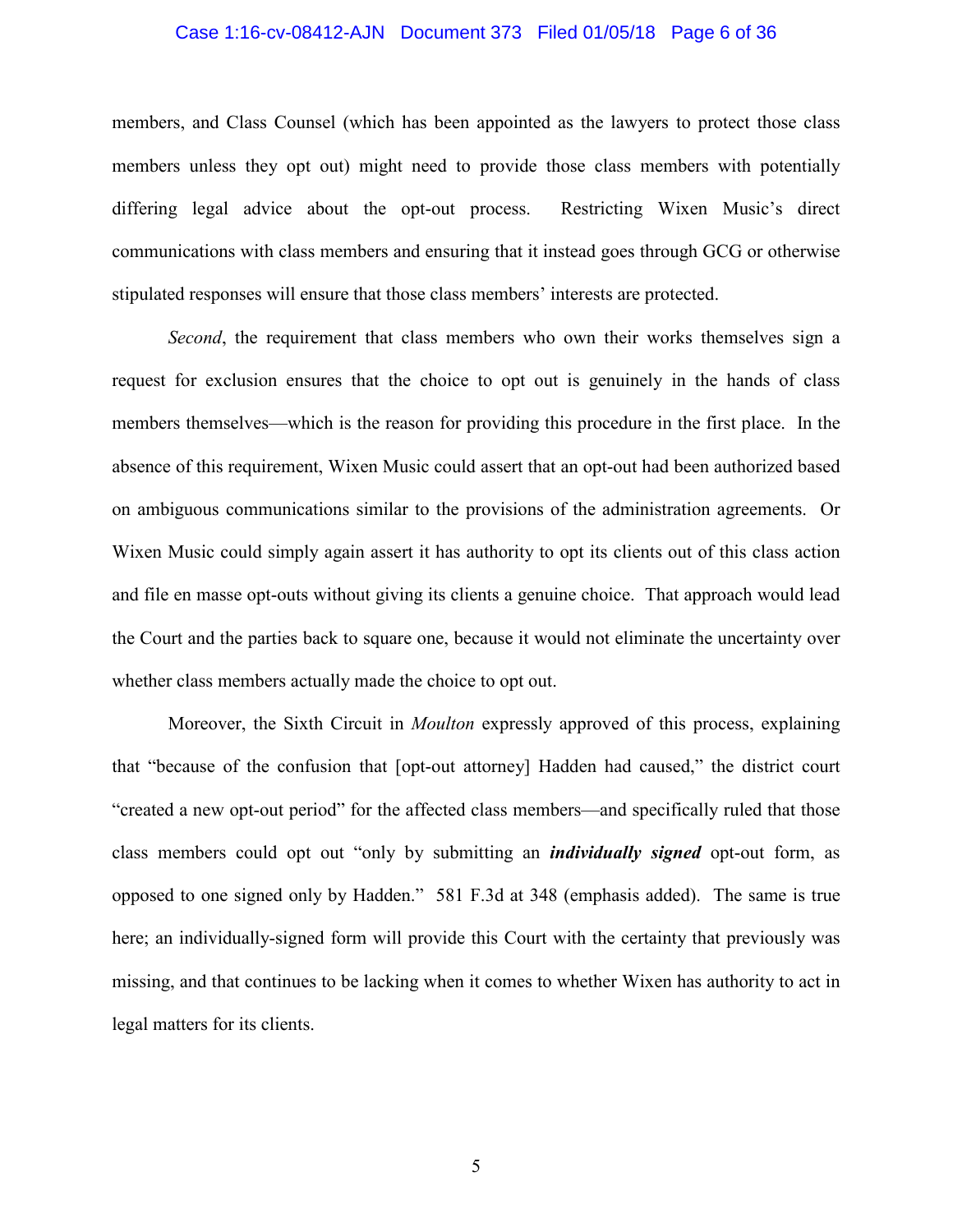members, and Class Counsel (which has been appointed as the lawyers to protect those class members unless they opt out) might need to provide those class members with potentially differing legal advice about the opt-out process. Restricting Wixen Music's direct communications with class members and ensuring that it instead goes through GCG or otherwise stipulated responses will ensure that those class members' interests are protected.

*Second*, the requirement that class members who own their works themselves sign a request for exclusion ensures that the choice to opt out is genuinely in the hands of class members themselves—which is the reason for providing this procedure in the first place. In the absence of this requirement, Wixen Music could assert that an opt-out had been authorized based on ambiguous communications similar to the provisions of the administration agreements. Or Wixen Music could simply again assert it has authority to opt its clients out of this class action and file en masse opt-outs without giving its clients a genuine choice. That approach would lead the Court and the parties back to square one, because it would not eliminate the uncertainty over whether class members actually made the choice to opt out.

Moreover, the Sixth Circuit in *Moulton* expressly approved of this process, explaining that "because of the confusion that [opt-out attorney] Hadden had caused," the district court "created a new opt-out period" for the affected class members—and specifically ruled that those class members could opt out "only by submitting an ***individually signed*** opt-out form, as opposed to one signed only by Hadden." 581 F.3d at 348 (emphasis added). The same is true here; an individually-signed form will provide this Court with the certainty that previously was missing, and that continues to be lacking when it comes to whether Wixen has authority to act in legal matters for its clients.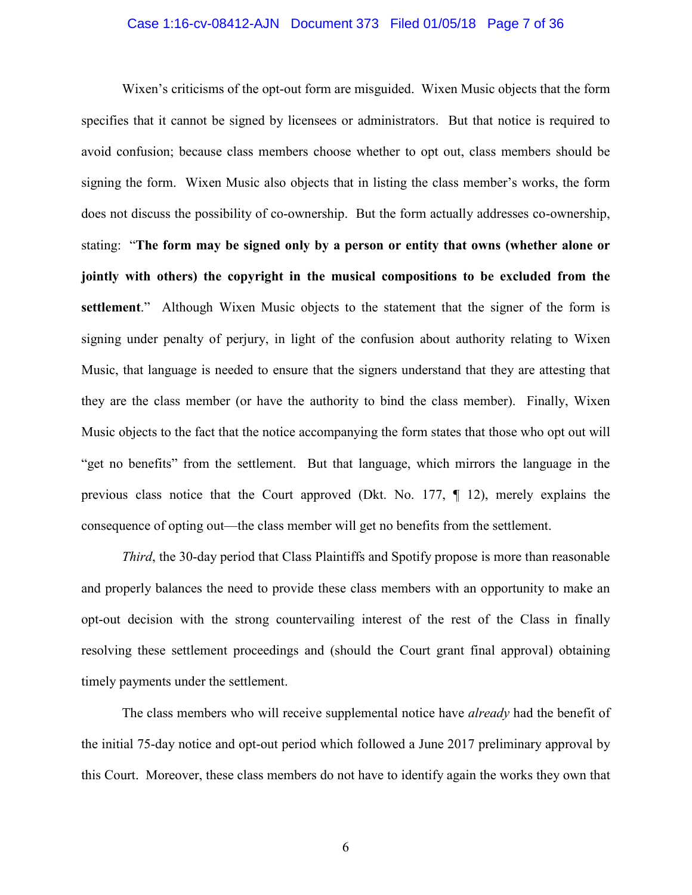Wixen's criticisms of the opt-out form are misguided. Wixen Music objects that the form specifies that it cannot be signed by licensees or administrators. But that notice is required to avoid confusion; because class members choose whether to opt out, class members should be signing the form. Wixen Music also objects that in listing the class member's works, the form does not discuss the possibility of co-ownership. But the form actually addresses co-ownership, stating: "**The form may be signed only by a person or entity that owns (whether alone or jointly with others) the copyright in the musical compositions to be excluded from the settlement**." Although Wixen Music objects to the statement that the signer of the form is signing under penalty of perjury, in light of the confusion about authority relating to Wixen Music, that language is needed to ensure that the signers understand that they are attesting that they are the class member (or have the authority to bind the class member). Finally, Wixen Music objects to the fact that the notice accompanying the form states that those who opt out will "get no benefits" from the settlement. But that language, which mirrors the language in the previous class notice that the Court approved (Dkt. No. 177, ¶ 12), merely explains the consequence of opting out—the class member will get no benefits from the settlement.

*Third*, the 30-day period that Class Plaintiffs and Spotify propose is more than reasonable and properly balances the need to provide these class members with an opportunity to make an opt-out decision with the strong countervailing interest of the rest of the Class in finally resolving these settlement proceedings and (should the Court grant final approval) obtaining timely payments under the settlement.

The class members who will receive supplemental notice have *already* had the benefit of the initial 75-day notice and opt-out period which followed a June 2017 preliminary approval by this Court. Moreover, these class members do not have to identify again the works they own that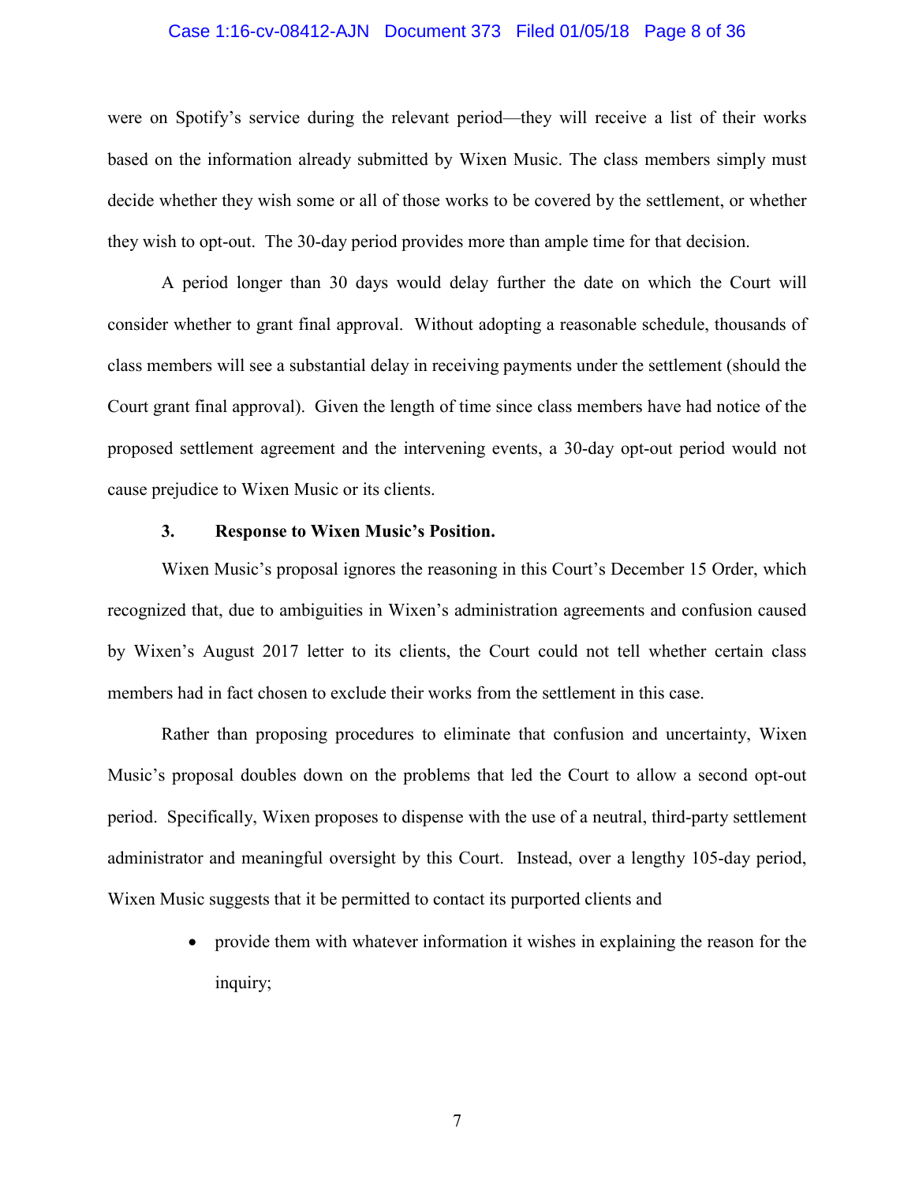were on Spotify's service during the relevant period—they will receive a list of their works based on the information already submitted by Wixen Music. The class members simply must decide whether they wish some or all of those works to be covered by the settlement, or whether they wish to opt-out. The 30-day period provides more than ample time for that decision.

A period longer than 30 days would delay further the date on which the Court will consider whether to grant final approval. Without adopting a reasonable schedule, thousands of class members will see a substantial delay in receiving payments under the settlement (should the Court grant final approval). Given the length of time since class members have had notice of the proposed settlement agreement and the intervening events, a 30-day opt-out period would not cause prejudice to Wixen Music or its clients.

**3. Response to Wixen Music's Position.**

Wixen Music's proposal ignores the reasoning in this Court's December 15 Order, which recognized that, due to ambiguities in Wixen's administration agreements and confusion caused by Wixen's August 2017 letter to its clients, the Court could not tell whether certain class members had in fact chosen to exclude their works from the settlement in this case.

Rather than proposing procedures to eliminate that confusion and uncertainty, Wixen Music's proposal doubles down on the problems that led the Court to allow a second opt-out period. Specifically, Wixen proposes to dispense with the use of a neutral, third-party settlement administrator and meaningful oversight by this Court. Instead, over a lengthy 105-day period, Wixen Music suggests that it be permitted to contact its purported clients and

- provide them with whatever information it wishes in explaining the reason for the inquiry;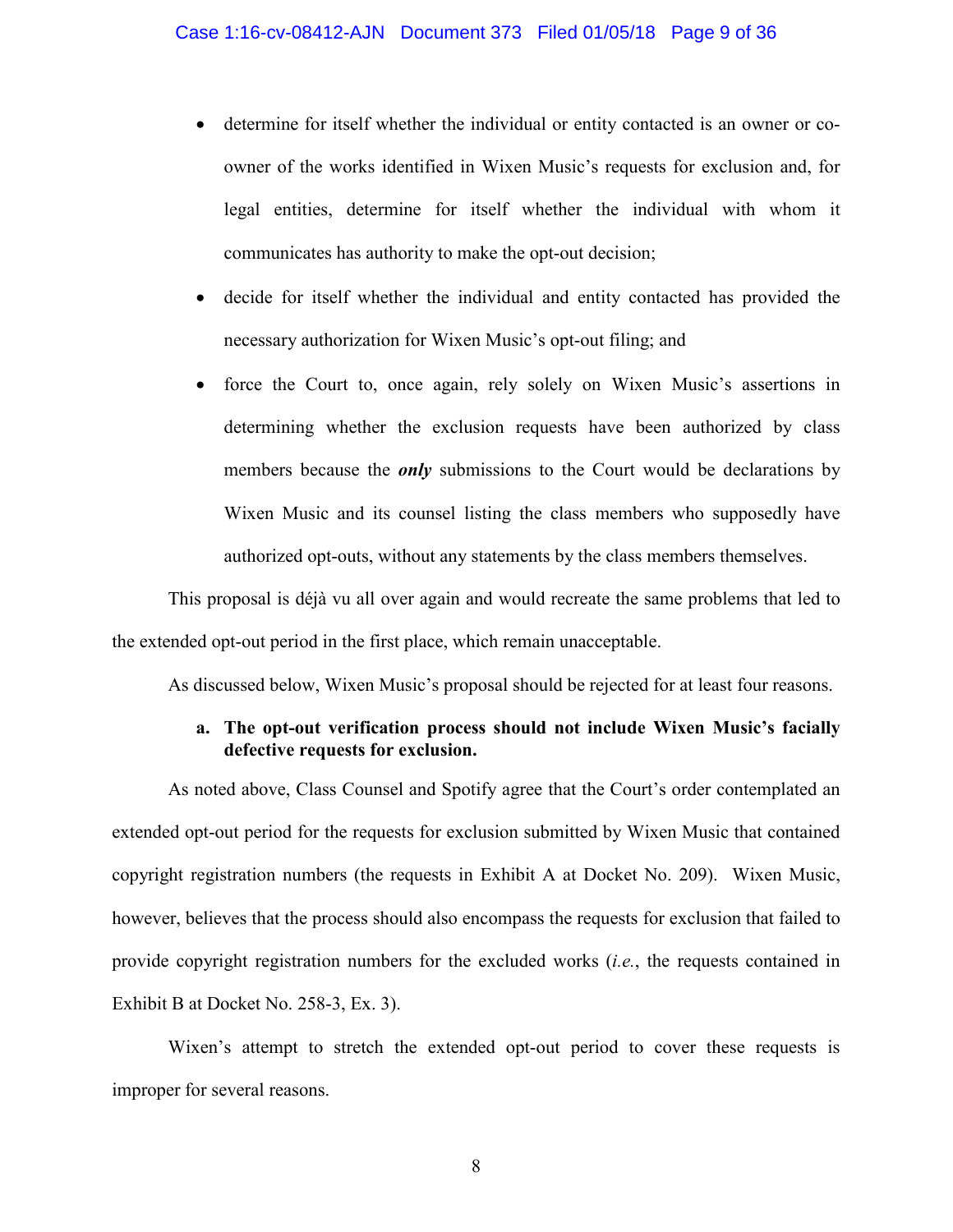- determine for itself whether the individual or entity contacted is an owner or co-owner of the works identified in Wixen Music's requests for exclusion and, for legal entities, determine for itself whether the individual with whom it communicates has authority to make the opt-out decision;
- decide for itself whether the individual and entity contacted has provided the necessary authorization for Wixen Music's opt-out filing; and
- force the Court to, once again, rely solely on Wixen Music's assertions in determining whether the exclusion requests have been authorized by class members because the ***only*** submissions to the Court would be declarations by Wixen Music and its counsel listing the class members who supposedly have authorized opt-outs, without any statements by the class members themselves.

This proposal is déjà vu all over again and would recreate the same problems that led to the extended opt-out period in the first place, which remain unacceptable.

As discussed below, Wixen Music's proposal should be rejected for at least four reasons.

**a. The opt-out verification process should not include Wixen Music's facially defective requests for exclusion.**

As noted above, Class Counsel and Spotify agree that the Court's order contemplated an extended opt-out period for the requests for exclusion submitted by Wixen Music that contained copyright registration numbers (the requests in Exhibit A at Docket No. 209). Wixen Music, however, believes that the process should also encompass the requests for exclusion that failed to provide copyright registration numbers for the excluded works (*i.e.*, the requests contained in Exhibit B at Docket No. 258-3, Ex. 3).

Wixen's attempt to stretch the extended opt-out period to cover these requests is improper for several reasons.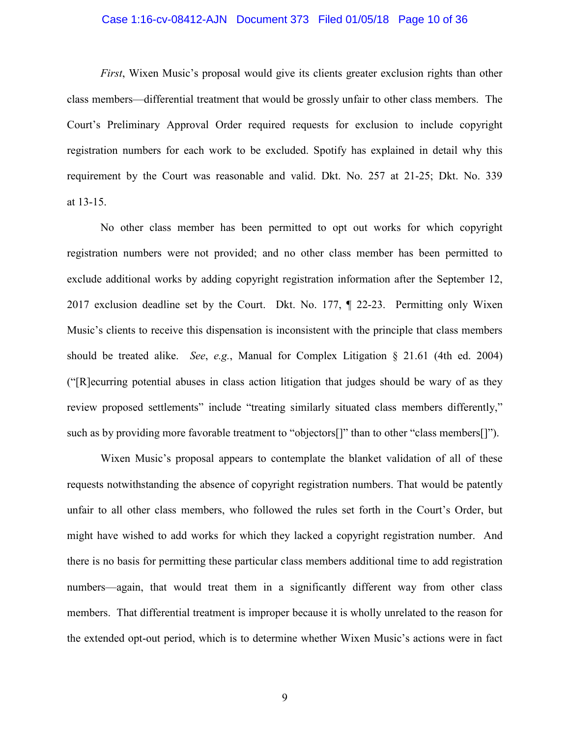*First*, Wixen Music's proposal would give its clients greater exclusion rights than other class members—differential treatment that would be grossly unfair to other class members. The Court's Preliminary Approval Order required requests for exclusion to include copyright registration numbers for each work to be excluded. Spotify has explained in detail why this requirement by the Court was reasonable and valid. Dkt. No. 257 at 21-25; Dkt. No. 339 at 13-15.

No other class member has been permitted to opt out works for which copyright registration numbers were not provided; and no other class member has been permitted to exclude additional works by adding copyright registration information after the September 12, 2017 exclusion deadline set by the Court. Dkt. No. 177, ¶ 22-23. Permitting only Wixen Music's clients to receive this dispensation is inconsistent with the principle that class members should be treated alike. *See*, *e.g.*, Manual for Complex Litigation § 21.61 (4th ed. 2004) ("[R]ecurring potential abuses in class action litigation that judges should be wary of as they review proposed settlements" include "treating similarly situated class members differently," such as by providing more favorable treatment to "objectors[]" than to other "class members[]").

Wixen Music's proposal appears to contemplate the blanket validation of all of these requests notwithstanding the absence of copyright registration numbers. That would be patently unfair to all other class members, who followed the rules set forth in the Court's Order, but might have wished to add works for which they lacked a copyright registration number. And there is no basis for permitting these particular class members additional time to add registration numbers—again, that would treat them in a significantly different way from other class members. That differential treatment is improper because it is wholly unrelated to the reason for the extended opt-out period, which is to determine whether Wixen Music's actions were in fact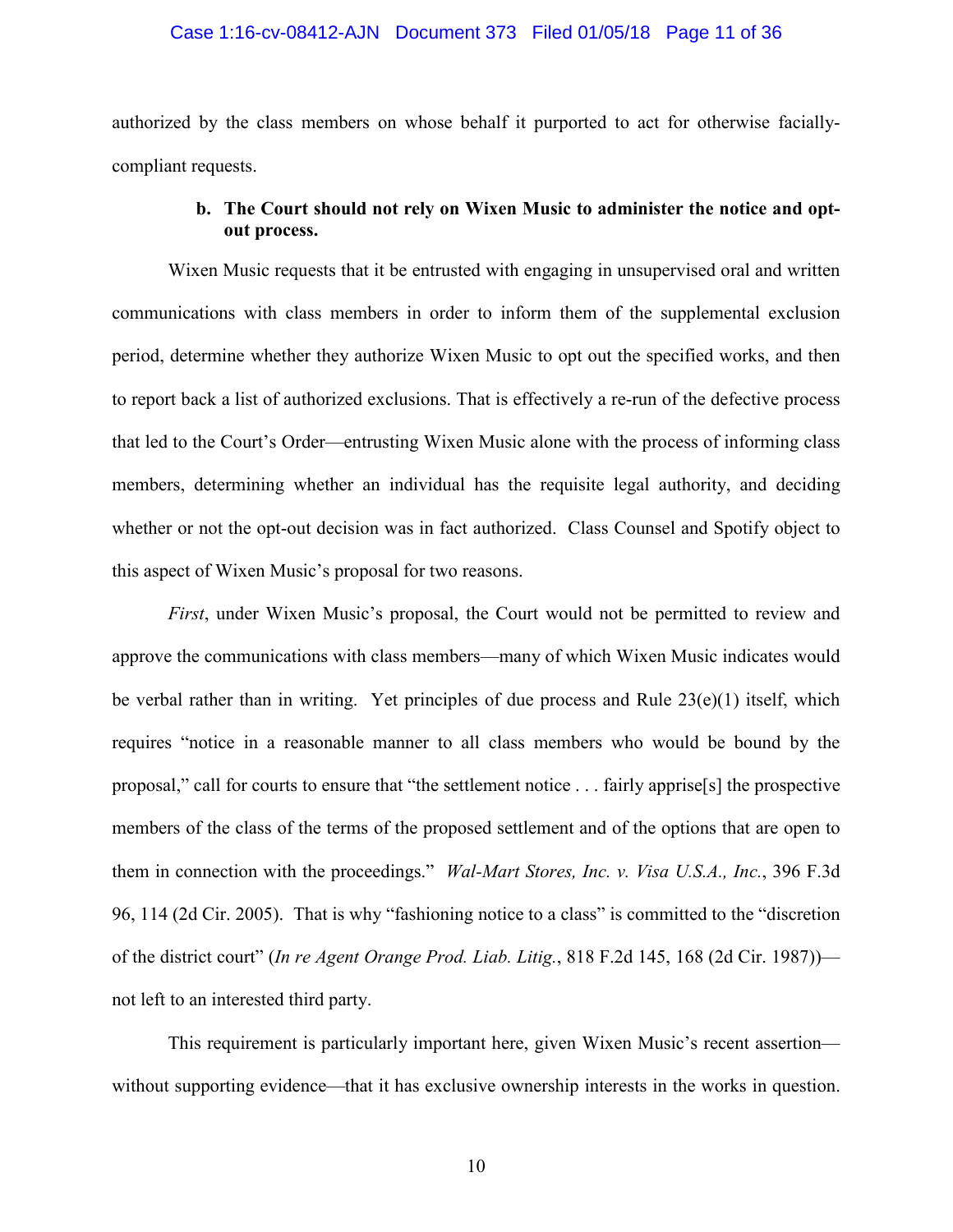authorized by the class members on whose behalf it purported to act for otherwise facially-compliant requests.

**b. The Court should not rely on Wixen Music to administer the notice and opt-out process.**

Wixen Music requests that it be entrusted with engaging in unsupervised oral and written communications with class members in order to inform them of the supplemental exclusion period, determine whether they authorize Wixen Music to opt out the specified works, and then to report back a list of authorized exclusions. That is effectively a re-run of the defective process that led to the Court's Order—entrusting Wixen Music alone with the process of informing class members, determining whether an individual has the requisite legal authority, and deciding whether or not the opt-out decision was in fact authorized. Class Counsel and Spotify object to this aspect of Wixen Music's proposal for two reasons.

*First*, under Wixen Music's proposal, the Court would not be permitted to review and approve the communications with class members—many of which Wixen Music indicates would be verbal rather than in writing. Yet principles of due process and Rule 23(e)(1) itself, which requires "notice in a reasonable manner to all class members who would be bound by the proposal," call for courts to ensure that "the settlement notice . . . fairly apprise[s] the prospective members of the class of the terms of the proposed settlement and of the options that are open to them in connection with the proceedings." *Wal-Mart Stores, Inc. v. Visa U.S.A., Inc.*, 396 F.3d 96, 114 (2d Cir. 2005). That is why "fashioning notice to a class" is committed to the "discretion of the district court" (*In re Agent Orange Prod. Liab. Litig.*, 818 F.2d 145, 168 (2d Cir. 1987))—not left to an interested third party.

This requirement is particularly important here, given Wixen Music's recent assertion—without supporting evidence—that it has exclusive ownership interests in the works in question.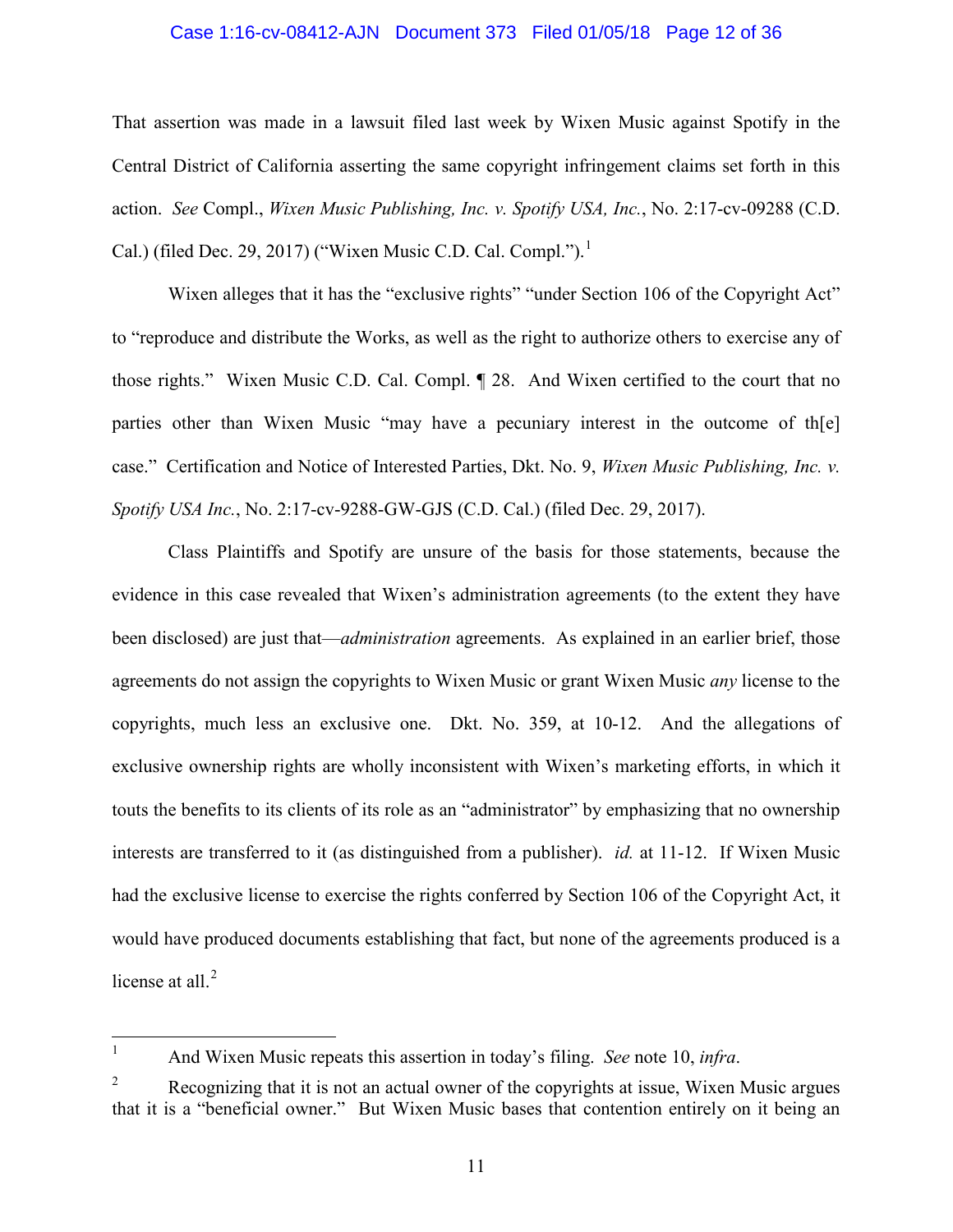That assertion was made in a lawsuit filed last week by Wixen Music against Spotify in the Central District of California asserting the same copyright infringement claims set forth in this action. *See* Compl., *Wixen Music Publishing, Inc. v. Spotify USA, Inc.*, No. 2:17-cv-09288 (C.D. Cal.) (filed Dec. 29, 2017) ("Wixen Music C.D. Cal. Compl.").[1]

Wixen alleges that it has the "exclusive rights" "under Section 106 of the Copyright Act" to "reproduce and distribute the Works, as well as the right to authorize others to exercise any of those rights." Wixen Music C.D. Cal. Compl. ¶ 28. And Wixen certified to the court that no parties other than Wixen Music "may have a pecuniary interest in the outcome of th[e] case." Certification and Notice of Interested Parties, Dkt. No. 9, *Wixen Music Publishing, Inc. v. Spotify USA Inc.*, No. 2:17-cv-9288-GW-GJS (C.D. Cal.) (filed Dec. 29, 2017).

Class Plaintiffs and Spotify are unsure of the basis for those statements, because the evidence in this case revealed that Wixen's administration agreements (to the extent they have been disclosed) are just that—*administration* agreements. As explained in an earlier brief, those agreements do not assign the copyrights to Wixen Music or grant Wixen Music *any* license to the copyrights, much less an exclusive one. Dkt. No. 359, at 10-12. And the allegations of exclusive ownership rights are wholly inconsistent with Wixen's marketing efforts, in which it touts the benefits to its clients of its role as an "administrator" by emphasizing that no ownership interests are transferred to it (as distinguished from a publisher). *id.* at 11-12. If Wixen Music had the exclusive license to exercise the rights conferred by Section 106 of the Copyright Act, it would have produced documents establishing that fact, but none of the agreements produced is a license at all.[2]

---

[1] And Wixen Music repeats this assertion in today's filing. *See* note 10, *infra*.

[2] Recognizing that it is not an actual owner of the copyrights at issue, Wixen Music argues that it is a "beneficial owner." But Wixen Music bases that contention entirely on it being an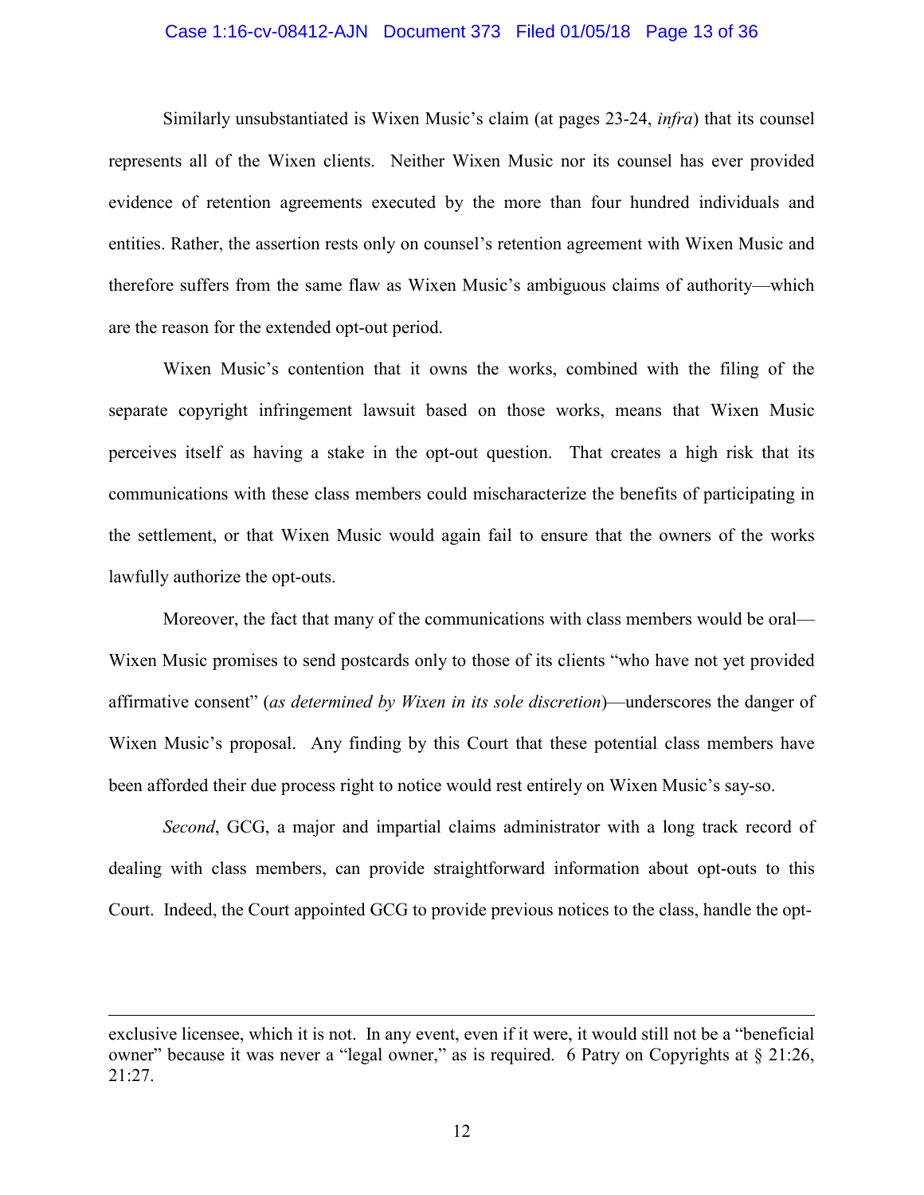Similarly unsubstantiated is Wixen Music's claim (at pages 23-24, *infra*) that its counsel represents all of the Wixen clients. Neither Wixen Music nor its counsel has ever provided evidence of retention agreements executed by the more than four hundred individuals and entities. Rather, the assertion rests only on counsel's retention agreement with Wixen Music and therefore suffers from the same flaw as Wixen Music's ambiguous claims of authority—which are the reason for the extended opt-out period.

Wixen Music's contention that it owns the works, combined with the filing of the separate copyright infringement lawsuit based on those works, means that Wixen Music perceives itself as having a stake in the opt-out question. That creates a high risk that its communications with these class members could mischaracterize the benefits of participating in the settlement, or that Wixen Music would again fail to ensure that the owners of the works lawfully authorize the opt-outs.

Moreover, the fact that many of the communications with class members would be oral—Wixen Music promises to send postcards only to those of its clients "who have not yet provided affirmative consent" (*as determined by Wixen in its sole discretion*)—underscores the danger of Wixen Music's proposal. Any finding by this Court that these potential class members have been afforded their due process right to notice would rest entirely on Wixen Music's say-so.

*Second*, GCG, a major and impartial claims administrator with a long track record of dealing with class members, can provide straightforward information about opt-outs to this Court. Indeed, the Court appointed GCG to provide previous notices to the class, handle the opt-

---

exclusive licensee, which it is not. In any event, even if it were, it would still not be a "beneficial owner" because it was never a "legal owner," as is required. 6 Patry on Copyrights at § 21:26, 21:27.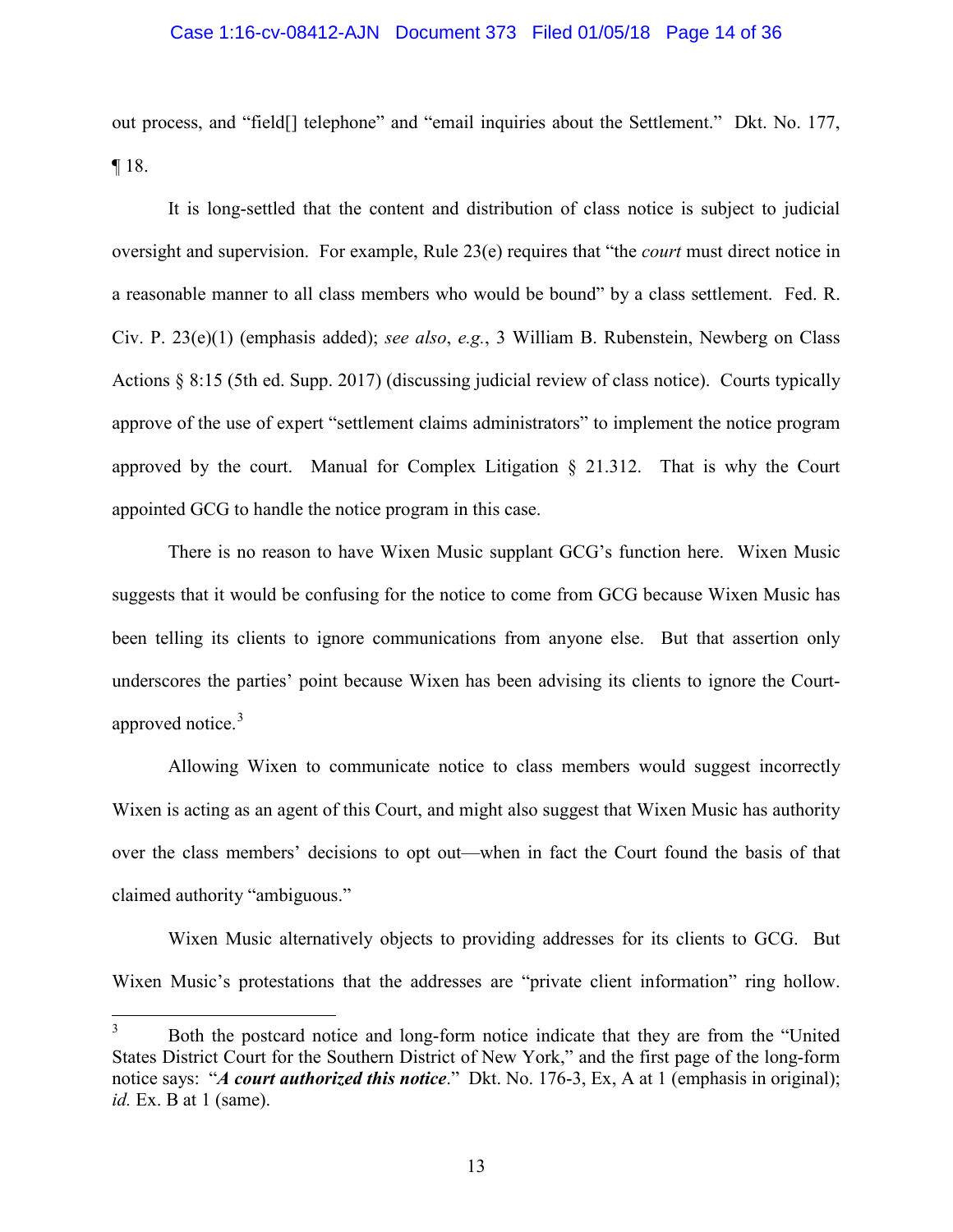out process, and "field[] telephone" and "email inquiries about the Settlement." Dkt. No. 177, ¶ 18.

It is long-settled that the content and distribution of class notice is subject to judicial oversight and supervision. For example, Rule 23(e) requires that "the *court* must direct notice in a reasonable manner to all class members who would be bound" by a class settlement. Fed. R. Civ. P. 23(e)(1) (emphasis added); *see also*, *e.g.*, 3 William B. Rubenstein, Newberg on Class Actions § 8:15 (5th ed. Supp. 2017) (discussing judicial review of class notice). Courts typically approve of the use of expert "settlement claims administrators" to implement the notice program approved by the court. Manual for Complex Litigation § 21.312. That is why the Court appointed GCG to handle the notice program in this case.

There is no reason to have Wixen Music supplant GCG's function here. Wixen Music suggests that it would be confusing for the notice to come from GCG because Wixen Music has been telling its clients to ignore communications from anyone else. But that assertion only underscores the parties' point because Wixen has been advising its clients to ignore the Court-approved notice.[3]

Allowing Wixen to communicate notice to class members would suggest incorrectly Wixen is acting as an agent of this Court, and might also suggest that Wixen Music has authority over the class members' decisions to opt out—when in fact the Court found the basis of that claimed authority "ambiguous."

Wixen Music alternatively objects to providing addresses for its clients to GCG. But Wixen Music's protestations that the addresses are "private client information" ring hollow.

---

[3] Both the postcard notice and long-form notice indicate that they are from the "United States District Court for the Southern District of New York," and the first page of the long-form notice says: "***A court authorized this notice***." Dkt. No. 176-3, Ex, A at 1 (emphasis in original); *id.* Ex. B at 1 (same).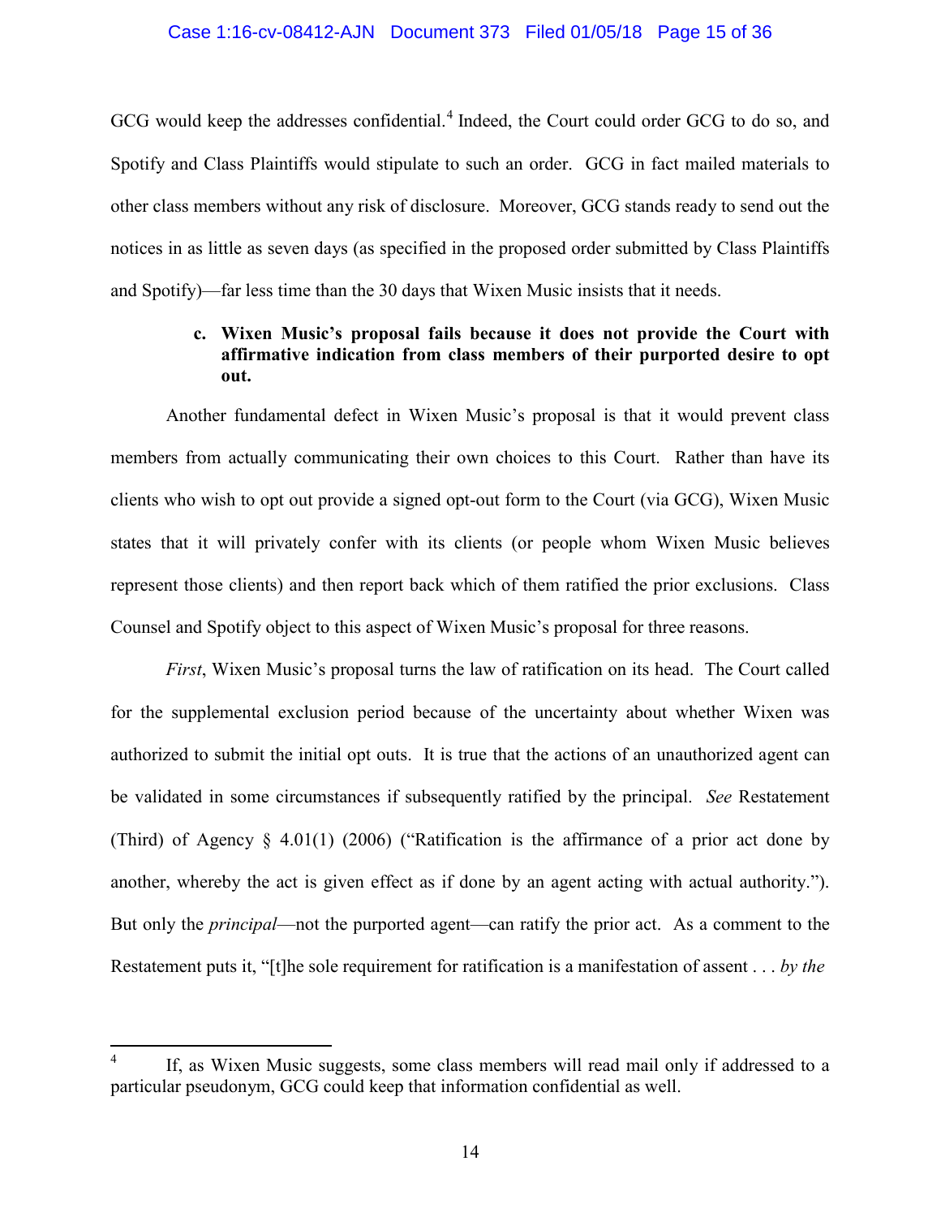GCG would keep the addresses confidential.[4] Indeed, the Court could order GCG to do so, and Spotify and Class Plaintiffs would stipulate to such an order. GCG in fact mailed materials to other class members without any risk of disclosure. Moreover, GCG stands ready to send out the notices in as little as seven days (as specified in the proposed order submitted by Class Plaintiffs and Spotify)—far less time than the 30 days that Wixen Music insists that it needs.

**c. Wixen Music's proposal fails because it does not provide the Court with affirmative indication from class members of their purported desire to opt out.**

Another fundamental defect in Wixen Music's proposal is that it would prevent class members from actually communicating their own choices to this Court. Rather than have its clients who wish to opt out provide a signed opt-out form to the Court (via GCG), Wixen Music states that it will privately confer with its clients (or people whom Wixen Music believes represent those clients) and then report back which of them ratified the prior exclusions. Class Counsel and Spotify object to this aspect of Wixen Music's proposal for three reasons.

*First*, Wixen Music's proposal turns the law of ratification on its head. The Court called for the supplemental exclusion period because of the uncertainty about whether Wixen was authorized to submit the initial opt outs. It is true that the actions of an unauthorized agent can be validated in some circumstances if subsequently ratified by the principal. *See* Restatement (Third) of Agency § 4.01(1) (2006) ("Ratification is the affirmance of a prior act done by another, whereby the act is given effect as if done by an agent acting with actual authority."). But only the *principal*—not the purported agent—can ratify the prior act. As a comment to the Restatement puts it, "[t]he sole requirement for ratification is a manifestation of assent . . . *by the*

---

[4] If, as Wixen Music suggests, some class members will read mail only if addressed to a particular pseudonym, GCG could keep that information confidential as well.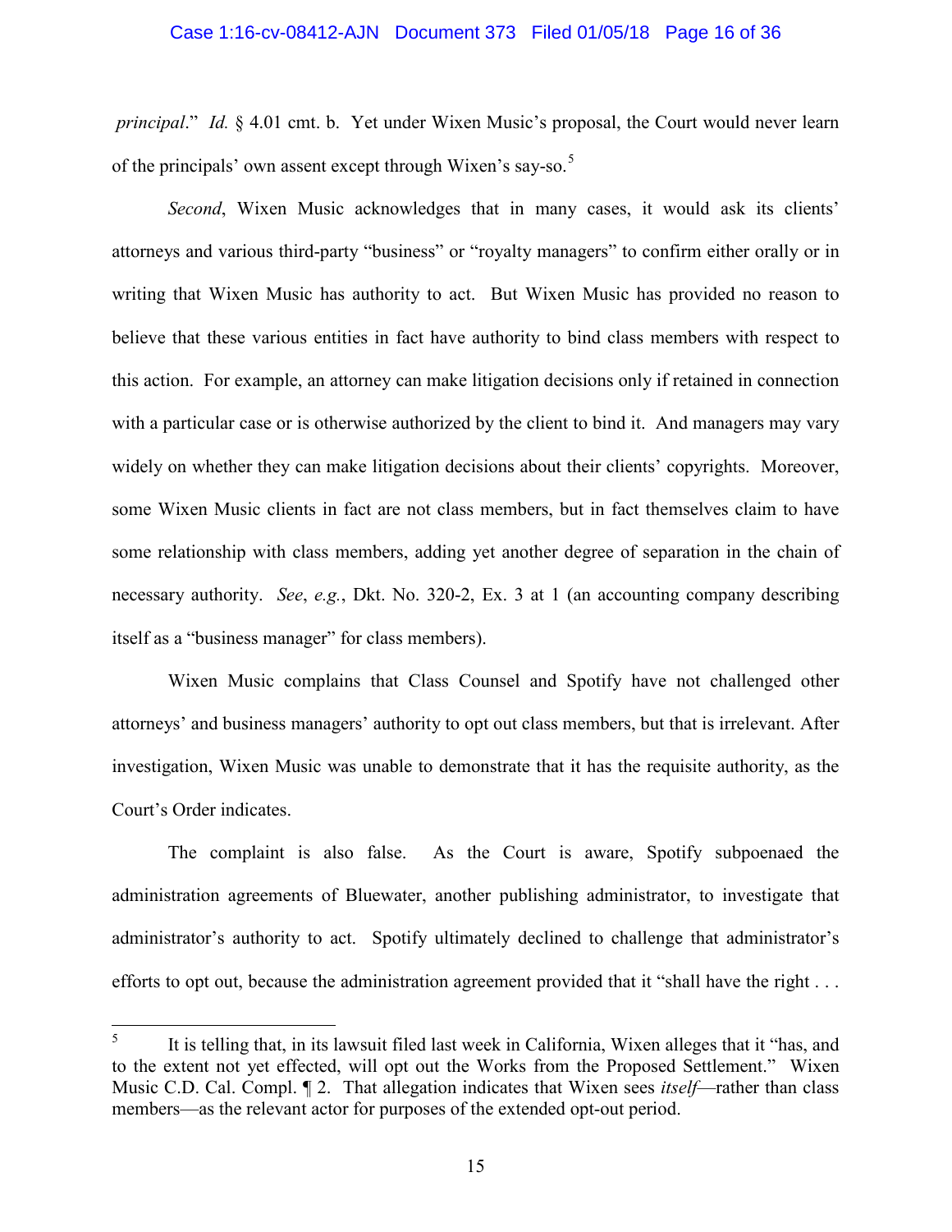*principal*." *Id.* § 4.01 cmt. b. Yet under Wixen Music's proposal, the Court would never learn of the principals' own assent except through Wixen's say-so.[5]

*Second*, Wixen Music acknowledges that in many cases, it would ask its clients' attorneys and various third-party "business" or "royalty managers" to confirm either orally or in writing that Wixen Music has authority to act. But Wixen Music has provided no reason to believe that these various entities in fact have authority to bind class members with respect to this action. For example, an attorney can make litigation decisions only if retained in connection with a particular case or is otherwise authorized by the client to bind it. And managers may vary widely on whether they can make litigation decisions about their clients' copyrights. Moreover, some Wixen Music clients in fact are not class members, but in fact themselves claim to have some relationship with class members, adding yet another degree of separation in the chain of necessary authority. *See*, *e.g.*, Dkt. No. 320-2, Ex. 3 at 1 (an accounting company describing itself as a "business manager" for class members).

Wixen Music complains that Class Counsel and Spotify have not challenged other attorneys' and business managers' authority to opt out class members, but that is irrelevant. After investigation, Wixen Music was unable to demonstrate that it has the requisite authority, as the Court's Order indicates.

The complaint is also false. As the Court is aware, Spotify subpoenaed the administration agreements of Bluewater, another publishing administrator, to investigate that administrator's authority to act. Spotify ultimately declined to challenge that administrator's efforts to opt out, because the administration agreement provided that it "shall have the right . . .

---

[5] It is telling that, in its lawsuit filed last week in California, Wixen alleges that it "has, and to the extent not yet effected, will opt out the Works from the Proposed Settlement." Wixen Music C.D. Cal. Compl. ¶ 2. That allegation indicates that Wixen sees *itself*—rather than class members—as the relevant actor for purposes of the extended opt-out period.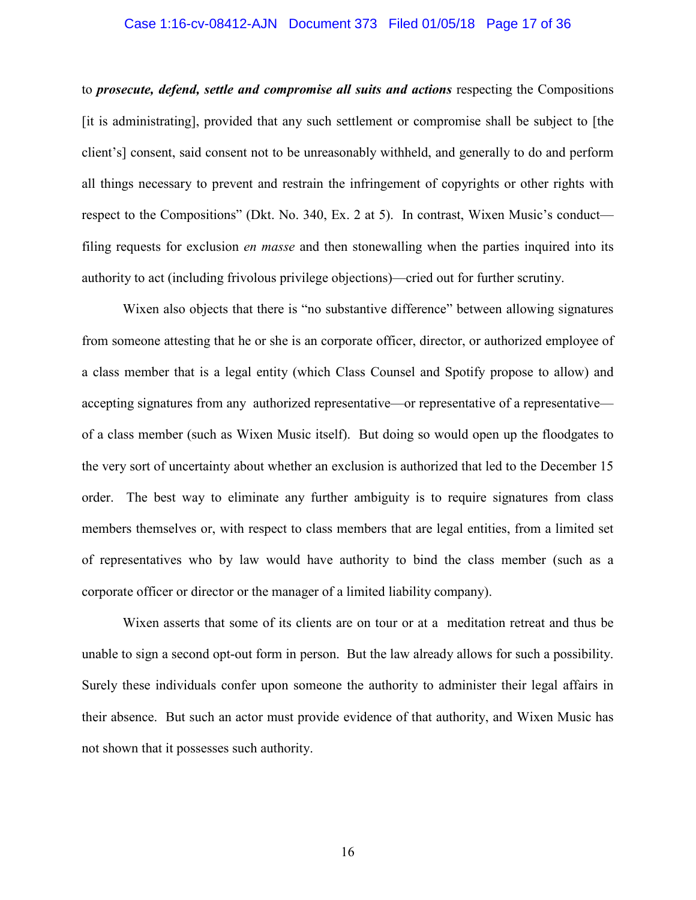to ***prosecute, defend, settle and compromise all suits and actions*** respecting the Compositions [it is administrating], provided that any such settlement or compromise shall be subject to [the client's] consent, said consent not to be unreasonably withheld, and generally to do and perform all things necessary to prevent and restrain the infringement of copyrights or other rights with respect to the Compositions" (Dkt. No. 340, Ex. 2 at 5). In contrast, Wixen Music's conduct—filing requests for exclusion *en masse* and then stonewalling when the parties inquired into its authority to act (including frivolous privilege objections)—cried out for further scrutiny.

Wixen also objects that there is "no substantive difference" between allowing signatures from someone attesting that he or she is an corporate officer, director, or authorized employee of a class member that is a legal entity (which Class Counsel and Spotify propose to allow) and accepting signatures from any authorized representative—or representative of a representative—of a class member (such as Wixen Music itself). But doing so would open up the floodgates to the very sort of uncertainty about whether an exclusion is authorized that led to the December 15 order. The best way to eliminate any further ambiguity is to require signatures from class members themselves or, with respect to class members that are legal entities, from a limited set of representatives who by law would have authority to bind the class member (such as a corporate officer or director or the manager of a limited liability company).

Wixen asserts that some of its clients are on tour or at a meditation retreat and thus be unable to sign a second opt-out form in person. But the law already allows for such a possibility. Surely these individuals confer upon someone the authority to administer their legal affairs in their absence. But such an actor must provide evidence of that authority, and Wixen Music has not shown that it possesses such authority.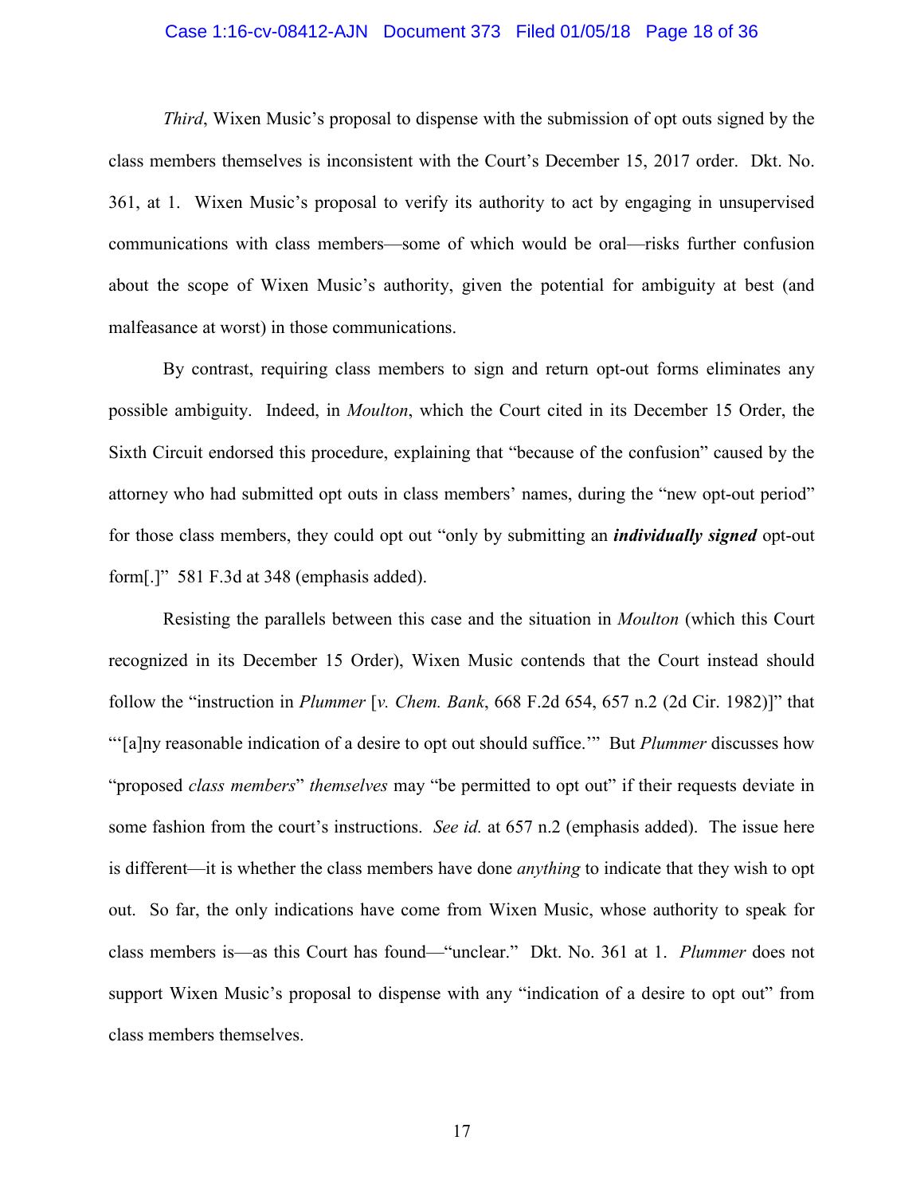*Third*, Wixen Music's proposal to dispense with the submission of opt outs signed by the class members themselves is inconsistent with the Court's December 15, 2017 order. Dkt. No. 361, at 1. Wixen Music's proposal to verify its authority to act by engaging in unsupervised communications with class members—some of which would be oral—risks further confusion about the scope of Wixen Music's authority, given the potential for ambiguity at best (and malfeasance at worst) in those communications.

By contrast, requiring class members to sign and return opt-out forms eliminates any possible ambiguity. Indeed, in *Moulton*, which the Court cited in its December 15 Order, the Sixth Circuit endorsed this procedure, explaining that "because of the confusion" caused by the attorney who had submitted opt outs in class members' names, during the "new opt-out period" for those class members, they could opt out "only by submitting an ***individually signed*** opt-out form[.]" 581 F.3d at 348 (emphasis added).

Resisting the parallels between this case and the situation in *Moulton* (which this Court recognized in its December 15 Order), Wixen Music contends that the Court instead should follow the "instruction in *Plummer* [*v. Chem. Bank*, 668 F.2d 654, 657 n.2 (2d Cir. 1982)]" that "'[a]ny reasonable indication of a desire to opt out should suffice.'" But *Plummer* discusses how "proposed *class members*" *themselves* may "be permitted to opt out" if their requests deviate in some fashion from the court's instructions. *See id.* at 657 n.2 (emphasis added). The issue here is different—it is whether the class members have done *anything* to indicate that they wish to opt out. So far, the only indications have come from Wixen Music, whose authority to speak for class members is—as this Court has found—"unclear." Dkt. No. 361 at 1. *Plummer* does not support Wixen Music's proposal to dispense with any "indication of a desire to opt out" from class members themselves.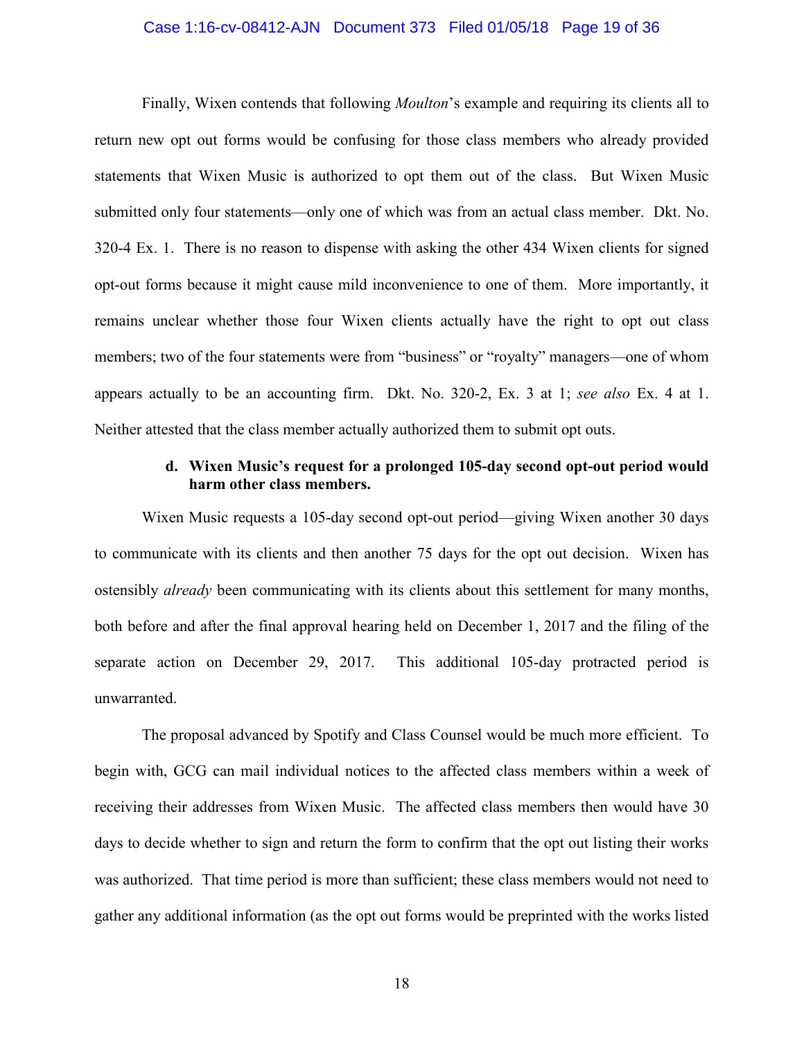Finally, Wixen contends that following *Moulton*'s example and requiring its clients all to return new opt out forms would be confusing for those class members who already provided statements that Wixen Music is authorized to opt them out of the class. But Wixen Music submitted only four statements—only one of which was from an actual class member. Dkt. No. 320-4 Ex. 1. There is no reason to dispense with asking the other 434 Wixen clients for signed opt-out forms because it might cause mild inconvenience to one of them. More importantly, it remains unclear whether those four Wixen clients actually have the right to opt out class members; two of the four statements were from "business" or "royalty" managers—one of whom appears actually to be an accounting firm. Dkt. No. 320-2, Ex. 3 at 1; *see also* Ex. 4 at 1. Neither attested that the class member actually authorized them to submit opt outs.

**d. Wixen Music's request for a prolonged 105-day second opt-out period would harm other class members.**

Wixen Music requests a 105-day second opt-out period—giving Wixen another 30 days to communicate with its clients and then another 75 days for the opt out decision. Wixen has ostensibly *already* been communicating with its clients about this settlement for many months, both before and after the final approval hearing held on December 1, 2017 and the filing of the separate action on December 29, 2017. This additional 105-day protracted period is unwarranted.

The proposal advanced by Spotify and Class Counsel would be much more efficient. To begin with, GCG can mail individual notices to the affected class members within a week of receiving their addresses from Wixen Music. The affected class members then would have 30 days to decide whether to sign and return the form to confirm that the opt out listing their works was authorized. That time period is more than sufficient; these class members would not need to gather any additional information (as the opt out forms would be preprinted with the works listed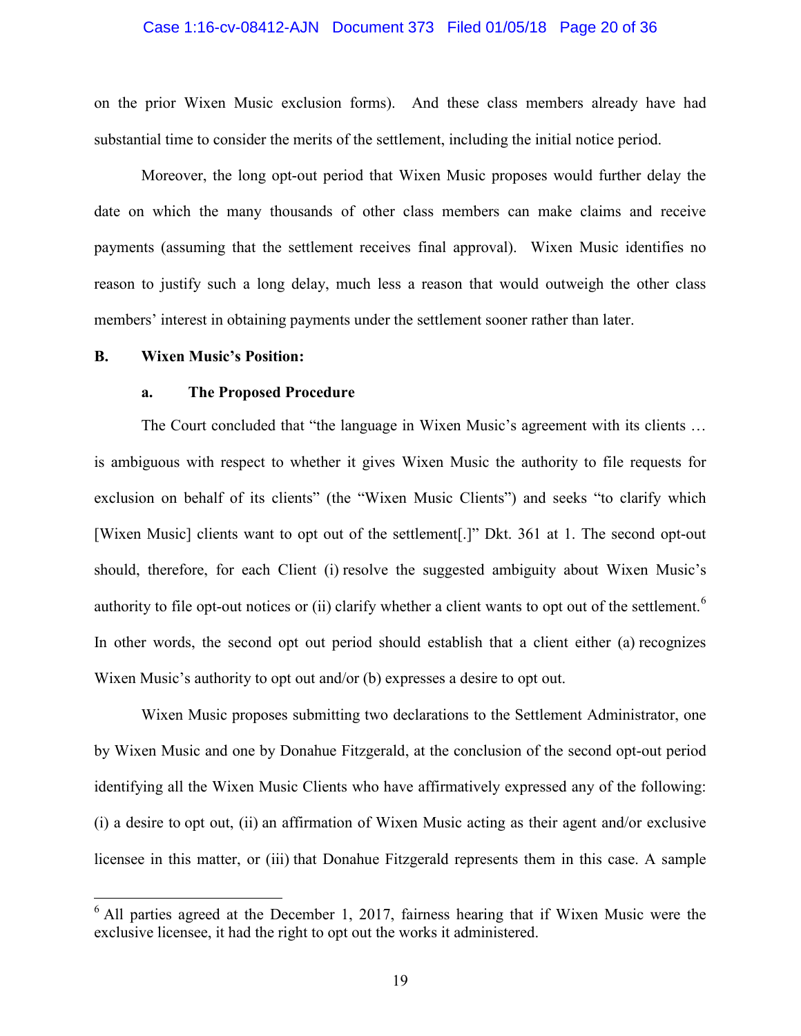on the prior Wixen Music exclusion forms). And these class members already have had substantial time to consider the merits of the settlement, including the initial notice period.

Moreover, the long opt-out period that Wixen Music proposes would further delay the date on which the many thousands of other class members can make claims and receive payments (assuming that the settlement receives final approval). Wixen Music identifies no reason to justify such a long delay, much less a reason that would outweigh the other class members' interest in obtaining payments under the settlement sooner rather than later.

**B. Wixen Music's Position:**

**a. The Proposed Procedure**

The Court concluded that "the language in Wixen Music's agreement with its clients … is ambiguous with respect to whether it gives Wixen Music the authority to file requests for exclusion on behalf of its clients" (the "Wixen Music Clients") and seeks "to clarify which [Wixen Music] clients want to opt out of the settlement[.]" Dkt. 361 at 1. The second opt-out should, therefore, for each Client (i) resolve the suggested ambiguity about Wixen Music's authority to file opt-out notices or (ii) clarify whether a client wants to opt out of the settlement.[6] In other words, the second opt out period should establish that a client either (a) recognizes Wixen Music's authority to opt out and/or (b) expresses a desire to opt out.

Wixen Music proposes submitting two declarations to the Settlement Administrator, one by Wixen Music and one by Donahue Fitzgerald, at the conclusion of the second opt-out period identifying all the Wixen Music Clients who have affirmatively expressed any of the following: (i) a desire to opt out, (ii) an affirmation of Wixen Music acting as their agent and/or exclusive licensee in this matter, or (iii) that Donahue Fitzgerald represents them in this case. A sample

[6] All parties agreed at the December 1, 2017, fairness hearing that if Wixen Music were the exclusive licensee, it had the right to opt out the works it administered.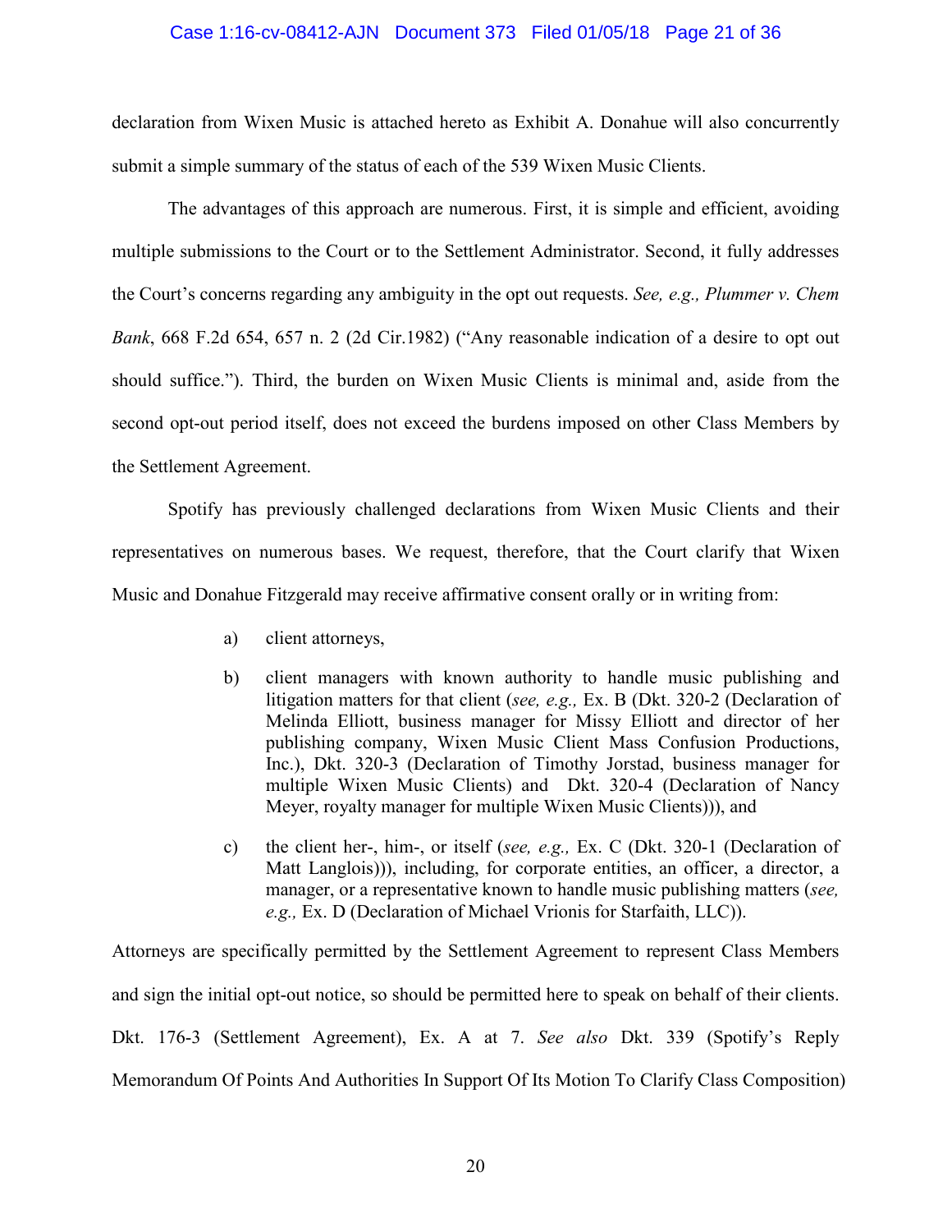declaration from Wixen Music is attached hereto as Exhibit A. Donahue will also concurrently submit a simple summary of the status of each of the 539 Wixen Music Clients.

The advantages of this approach are numerous. First, it is simple and efficient, avoiding multiple submissions to the Court or to the Settlement Administrator. Second, it fully addresses the Court's concerns regarding any ambiguity in the opt out requests. *See, e.g., Plummer v. Chem Bank*, 668 F.2d 654, 657 n. 2 (2d Cir.1982) ("Any reasonable indication of a desire to opt out should suffice."). Third, the burden on Wixen Music Clients is minimal and, aside from the second opt-out period itself, does not exceed the burdens imposed on other Class Members by the Settlement Agreement.

Spotify has previously challenged declarations from Wixen Music Clients and their representatives on numerous bases. We request, therefore, that the Court clarify that Wixen Music and Donahue Fitzgerald may receive affirmative consent orally or in writing from:

a) client attorneys,

b) client managers with known authority to handle music publishing and litigation matters for that client (*see, e.g.,* Ex. B (Dkt. 320-2 (Declaration of Melinda Elliott, business manager for Missy Elliott and director of her publishing company, Wixen Music Client Mass Confusion Productions, Inc.), Dkt. 320-3 (Declaration of Timothy Jorstad, business manager for multiple Wixen Music Clients) and Dkt. 320-4 (Declaration of Nancy Meyer, royalty manager for multiple Wixen Music Clients))), and

c) the client her-, him-, or itself (*see, e.g.,* Ex. C (Dkt. 320-1 (Declaration of Matt Langlois))), including, for corporate entities, an officer, a director, a manager, or a representative known to handle music publishing matters (*see, e.g.,* Ex. D (Declaration of Michael Vrionis for Starfaith, LLC)).

Attorneys are specifically permitted by the Settlement Agreement to represent Class Members and sign the initial opt-out notice, so should be permitted here to speak on behalf of their clients. Dkt. 176-3 (Settlement Agreement), Ex. A at 7. *See also* Dkt. 339 (Spotify's Reply Memorandum Of Points And Authorities In Support Of Its Motion To Clarify Class Composition)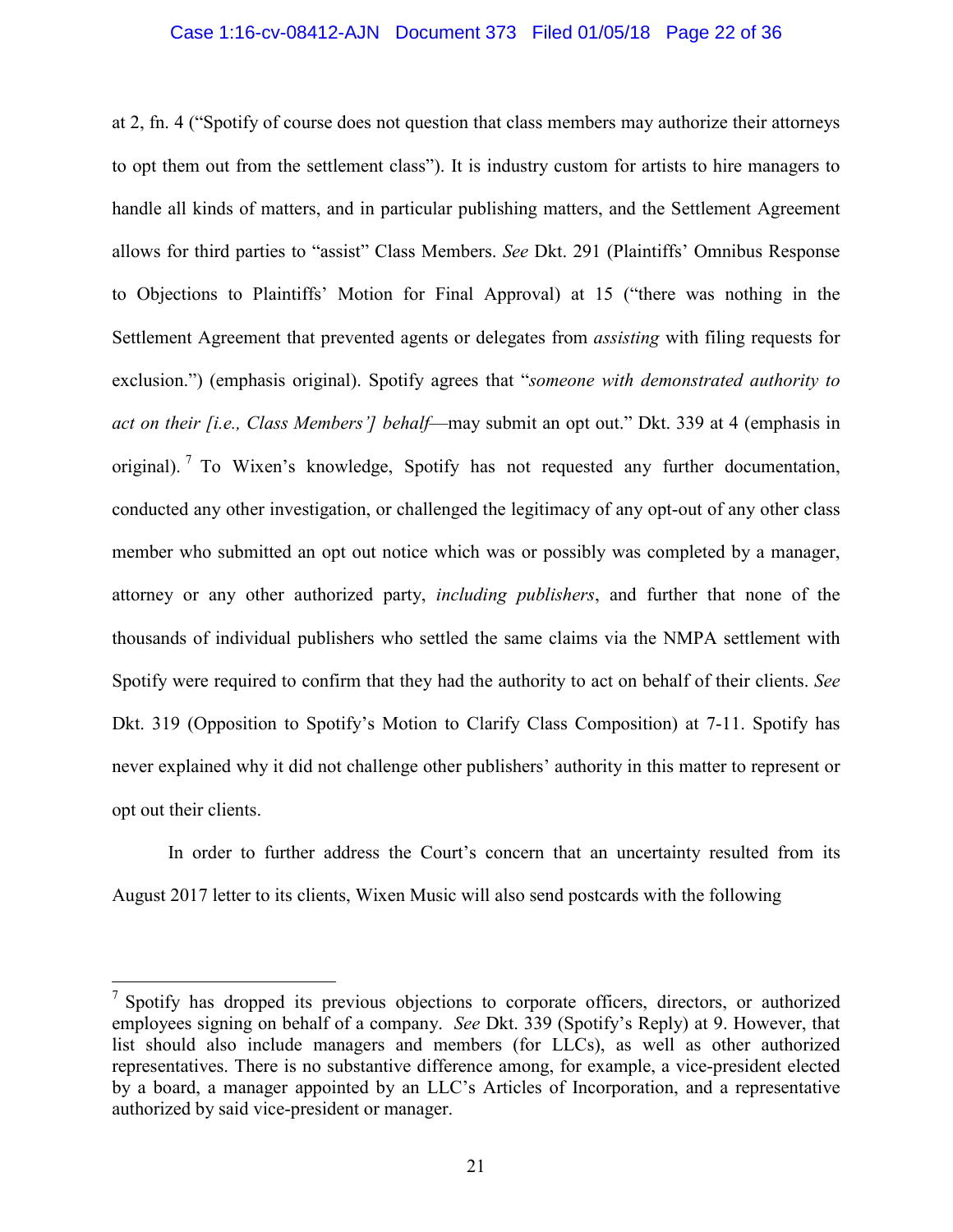at 2, fn. 4 ("Spotify of course does not question that class members may authorize their attorneys to opt them out from the settlement class"). It is industry custom for artists to hire managers to handle all kinds of matters, and in particular publishing matters, and the Settlement Agreement allows for third parties to "assist" Class Members. *See* Dkt. 291 (Plaintiffs' Omnibus Response to Objections to Plaintiffs' Motion for Final Approval) at 15 ("there was nothing in the Settlement Agreement that prevented agents or delegates from *assisting* with filing requests for exclusion.") (emphasis original). Spotify agrees that "*someone with demonstrated authority to act on their [i.e., Class Members'] behalf*—may submit an opt out." Dkt. 339 at 4 (emphasis in original).[7] To Wixen's knowledge, Spotify has not requested any further documentation, conducted any other investigation, or challenged the legitimacy of any opt-out of any other class member who submitted an opt out notice which was or possibly was completed by a manager, attorney or any other authorized party, *including publishers*, and further that none of the thousands of individual publishers who settled the same claims via the NMPA settlement with Spotify were required to confirm that they had the authority to act on behalf of their clients. *See* Dkt. 319 (Opposition to Spotify's Motion to Clarify Class Composition) at 7-11. Spotify has never explained why it did not challenge other publishers' authority in this matter to represent or opt out their clients.

In order to further address the Court's concern that an uncertainty resulted from its August 2017 letter to its clients, Wixen Music will also send postcards with the following

---

[7] Spotify has dropped its previous objections to corporate officers, directors, or authorized employees signing on behalf of a company. *See* Dkt. 339 (Spotify's Reply) at 9. However, that list should also include managers and members (for LLCs), as well as other authorized representatives. There is no substantive difference among, for example, a vice-president elected by a board, a manager appointed by an LLC's Articles of Incorporation, and a representative authorized by said vice-president or manager.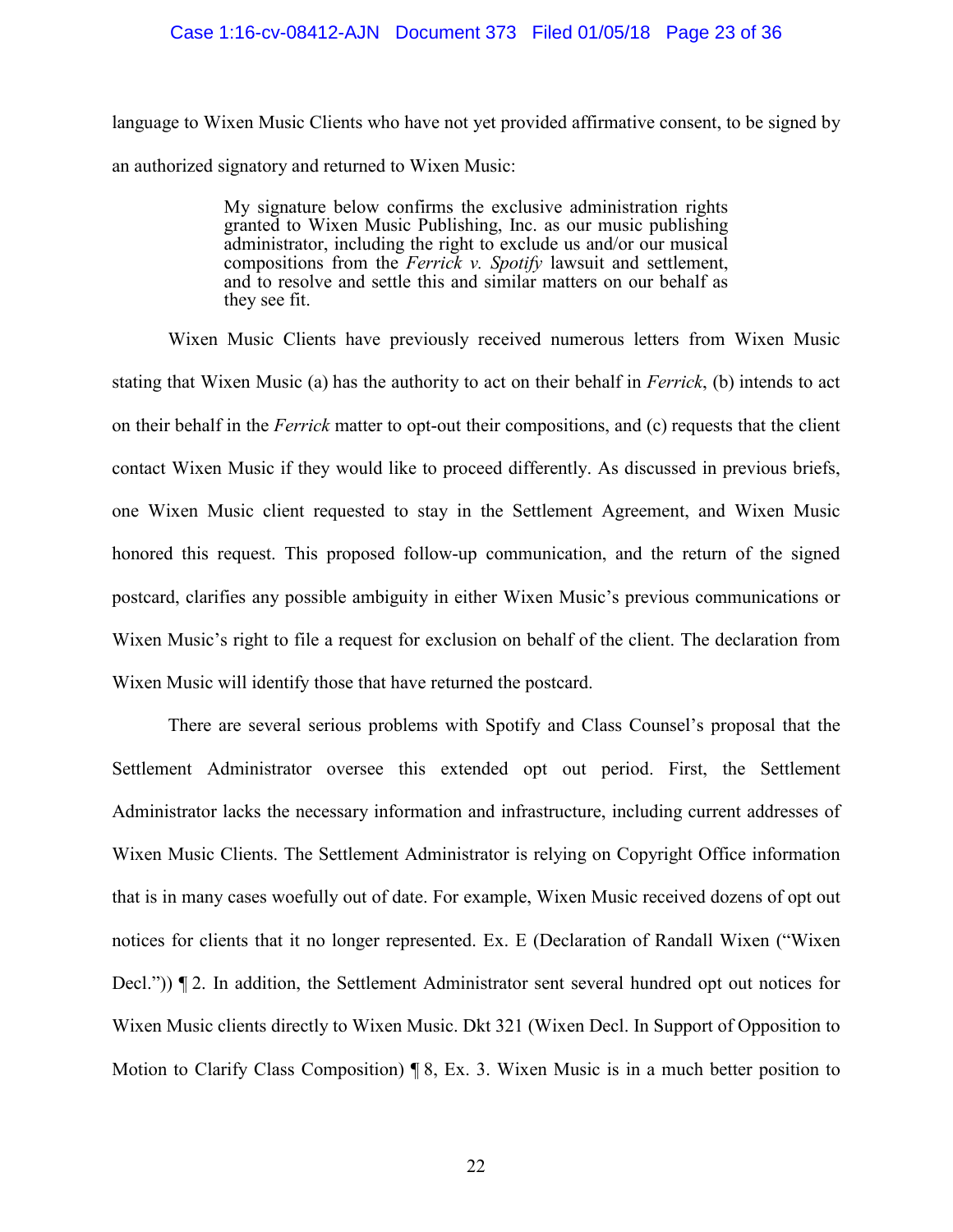language to Wixen Music Clients who have not yet provided affirmative consent, to be signed by an authorized signatory and returned to Wixen Music:

> My signature below confirms the exclusive administration rights granted to Wixen Music Publishing, Inc. as our music publishing administrator, including the right to exclude us and/or our musical compositions from the *Ferrick v. Spotify* lawsuit and settlement, and to resolve and settle this and similar matters on our behalf as they see fit.

Wixen Music Clients have previously received numerous letters from Wixen Music stating that Wixen Music (a) has the authority to act on their behalf in *Ferrick*, (b) intends to act on their behalf in the *Ferrick* matter to opt-out their compositions, and (c) requests that the client contact Wixen Music if they would like to proceed differently. As discussed in previous briefs, one Wixen Music client requested to stay in the Settlement Agreement, and Wixen Music honored this request. This proposed follow-up communication, and the return of the signed postcard, clarifies any possible ambiguity in either Wixen Music's previous communications or Wixen Music's right to file a request for exclusion on behalf of the client. The declaration from Wixen Music will identify those that have returned the postcard.

There are several serious problems with Spotify and Class Counsel's proposal that the Settlement Administrator oversee this extended opt out period. First, the Settlement Administrator lacks the necessary information and infrastructure, including current addresses of Wixen Music Clients. The Settlement Administrator is relying on Copyright Office information that is in many cases woefully out of date. For example, Wixen Music received dozens of opt out notices for clients that it no longer represented. Ex. E (Declaration of Randall Wixen ("Wixen Decl.")) ¶ 2. In addition, the Settlement Administrator sent several hundred opt out notices for Wixen Music clients directly to Wixen Music. Dkt 321 (Wixen Decl. In Support of Opposition to Motion to Clarify Class Composition) ¶ 8, Ex. 3. Wixen Music is in a much better position to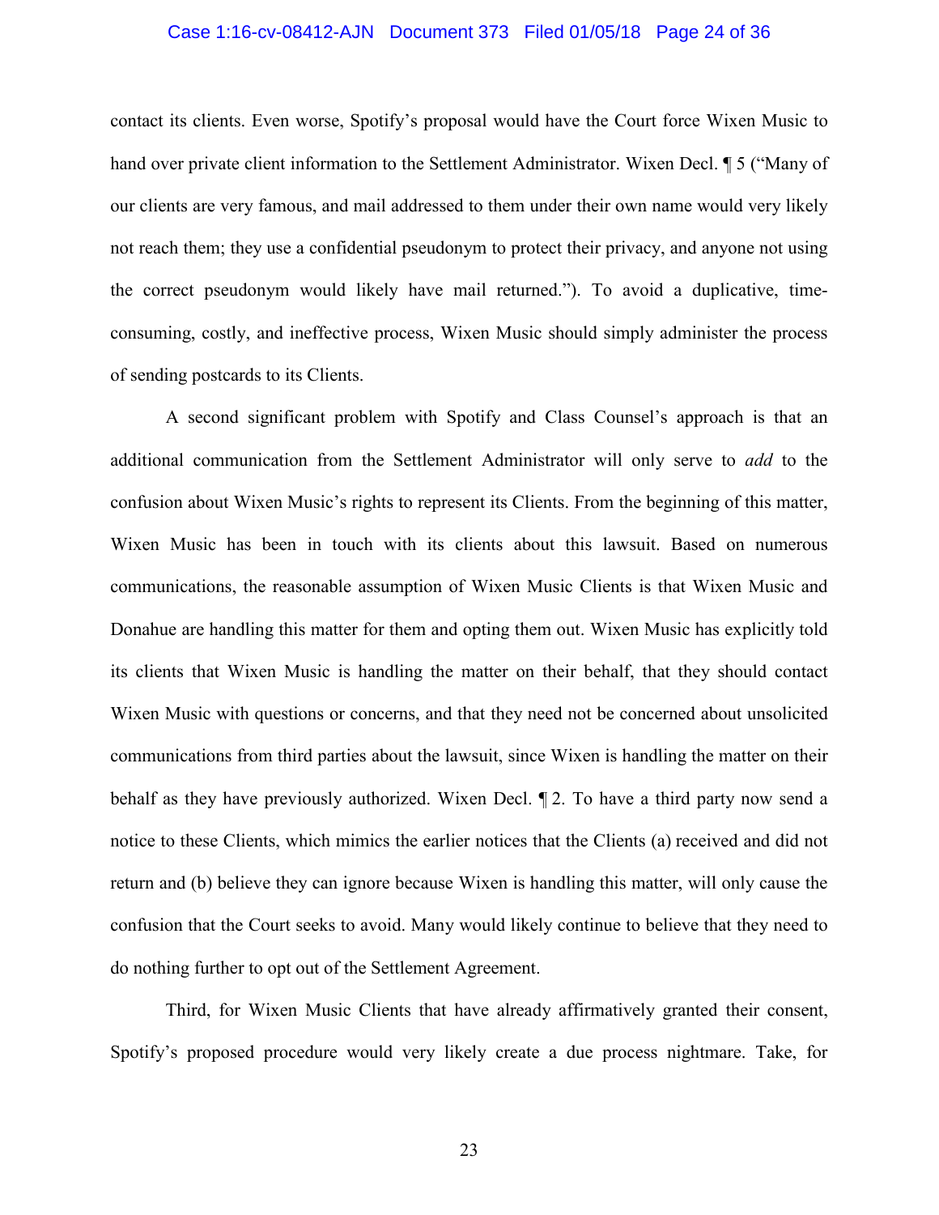contact its clients. Even worse, Spotify's proposal would have the Court force Wixen Music to hand over private client information to the Settlement Administrator. Wixen Decl. ¶ 5 ("Many of our clients are very famous, and mail addressed to them under their own name would very likely not reach them; they use a confidential pseudonym to protect their privacy, and anyone not using the correct pseudonym would likely have mail returned."). To avoid a duplicative, time-consuming, costly, and ineffective process, Wixen Music should simply administer the process of sending postcards to its Clients.

A second significant problem with Spotify and Class Counsel's approach is that an additional communication from the Settlement Administrator will only serve to *add* to the confusion about Wixen Music's rights to represent its Clients. From the beginning of this matter, Wixen Music has been in touch with its clients about this lawsuit. Based on numerous communications, the reasonable assumption of Wixen Music Clients is that Wixen Music and Donahue are handling this matter for them and opting them out. Wixen Music has explicitly told its clients that Wixen Music is handling the matter on their behalf, that they should contact Wixen Music with questions or concerns, and that they need not be concerned about unsolicited communications from third parties about the lawsuit, since Wixen is handling the matter on their behalf as they have previously authorized. Wixen Decl. ¶ 2. To have a third party now send a notice to these Clients, which mimics the earlier notices that the Clients (a) received and did not return and (b) believe they can ignore because Wixen is handling this matter, will only cause the confusion that the Court seeks to avoid. Many would likely continue to believe that they need to do nothing further to opt out of the Settlement Agreement.

Third, for Wixen Music Clients that have already affirmatively granted their consent, Spotify's proposed procedure would very likely create a due process nightmare. Take, for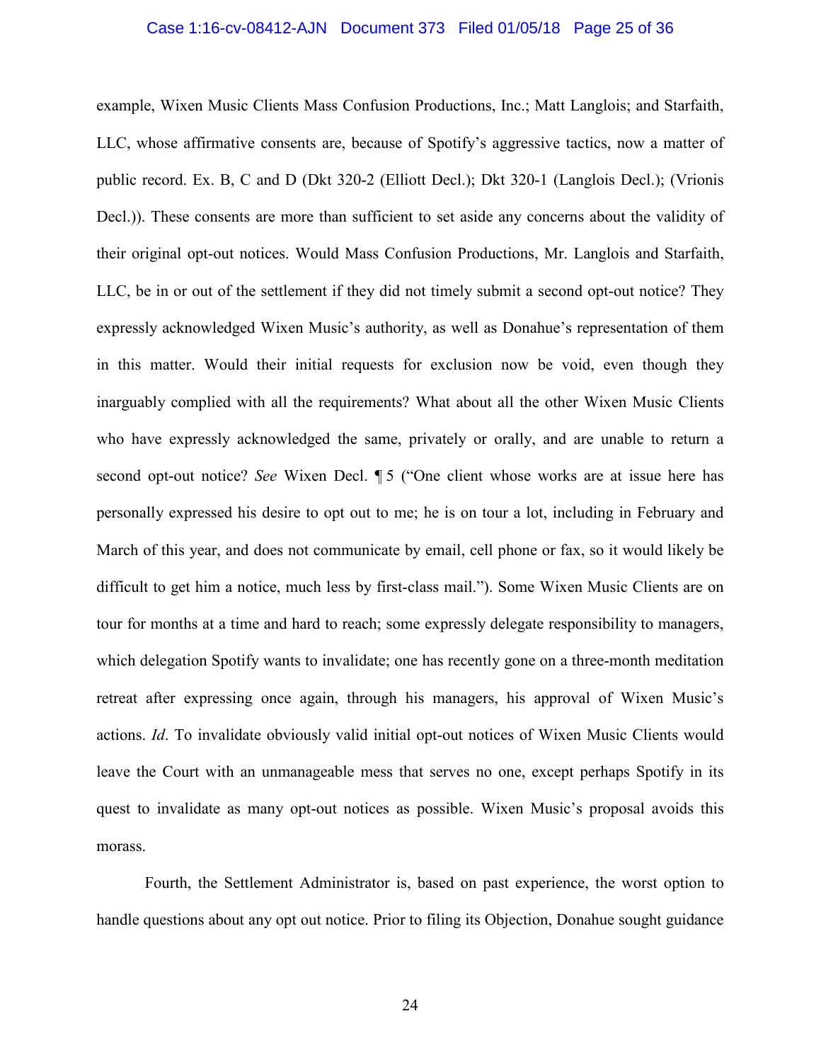example, Wixen Music Clients Mass Confusion Productions, Inc.; Matt Langlois; and Starfaith, LLC, whose affirmative consents are, because of Spotify's aggressive tactics, now a matter of public record. Ex. B, C and D (Dkt 320-2 (Elliott Decl.); Dkt 320-1 (Langlois Decl.); (Vrionis Decl.)). These consents are more than sufficient to set aside any concerns about the validity of their original opt-out notices. Would Mass Confusion Productions, Mr. Langlois and Starfaith, LLC, be in or out of the settlement if they did not timely submit a second opt-out notice? They expressly acknowledged Wixen Music's authority, as well as Donahue's representation of them in this matter. Would their initial requests for exclusion now be void, even though they inarguably complied with all the requirements? What about all the other Wixen Music Clients who have expressly acknowledged the same, privately or orally, and are unable to return a second opt-out notice? *See* Wixen Decl. ¶ 5 ("One client whose works are at issue here has personally expressed his desire to opt out to me; he is on tour a lot, including in February and March of this year, and does not communicate by email, cell phone or fax, so it would likely be difficult to get him a notice, much less by first-class mail."). Some Wixen Music Clients are on tour for months at a time and hard to reach; some expressly delegate responsibility to managers, which delegation Spotify wants to invalidate; one has recently gone on a three-month meditation retreat after expressing once again, through his managers, his approval of Wixen Music's actions. *Id*. To invalidate obviously valid initial opt-out notices of Wixen Music Clients would leave the Court with an unmanageable mess that serves no one, except perhaps Spotify in its quest to invalidate as many opt-out notices as possible. Wixen Music's proposal avoids this morass.

Fourth, the Settlement Administrator is, based on past experience, the worst option to handle questions about any opt out notice. Prior to filing its Objection, Donahue sought guidance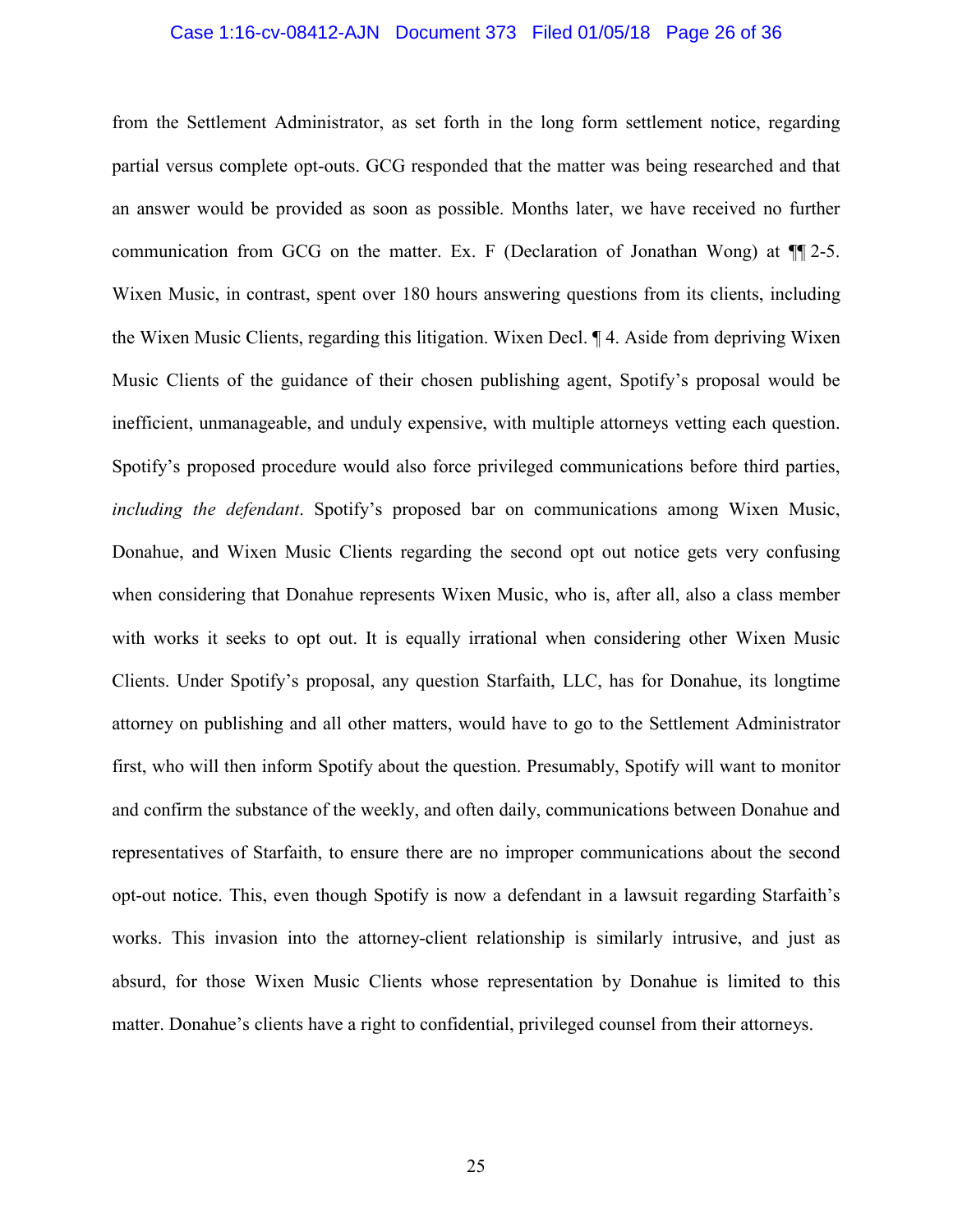from the Settlement Administrator, as set forth in the long form settlement notice, regarding partial versus complete opt-outs. GCG responded that the matter was being researched and that an answer would be provided as soon as possible. Months later, we have received no further communication from GCG on the matter. Ex. F (Declaration of Jonathan Wong) at ¶¶ 2-5. Wixen Music, in contrast, spent over 180 hours answering questions from its clients, including the Wixen Music Clients, regarding this litigation. Wixen Decl. ¶ 4. Aside from depriving Wixen Music Clients of the guidance of their chosen publishing agent, Spotify's proposal would be inefficient, unmanageable, and unduly expensive, with multiple attorneys vetting each question. Spotify's proposed procedure would also force privileged communications before third parties, *including the defendant*. Spotify's proposed bar on communications among Wixen Music, Donahue, and Wixen Music Clients regarding the second opt out notice gets very confusing when considering that Donahue represents Wixen Music, who is, after all, also a class member with works it seeks to opt out. It is equally irrational when considering other Wixen Music Clients. Under Spotify's proposal, any question Starfaith, LLC, has for Donahue, its longtime attorney on publishing and all other matters, would have to go to the Settlement Administrator first, who will then inform Spotify about the question. Presumably, Spotify will want to monitor and confirm the substance of the weekly, and often daily, communications between Donahue and representatives of Starfaith, to ensure there are no improper communications about the second opt-out notice. This, even though Spotify is now a defendant in a lawsuit regarding Starfaith's works. This invasion into the attorney-client relationship is similarly intrusive, and just as absurd, for those Wixen Music Clients whose representation by Donahue is limited to this matter. Donahue's clients have a right to confidential, privileged counsel from their attorneys.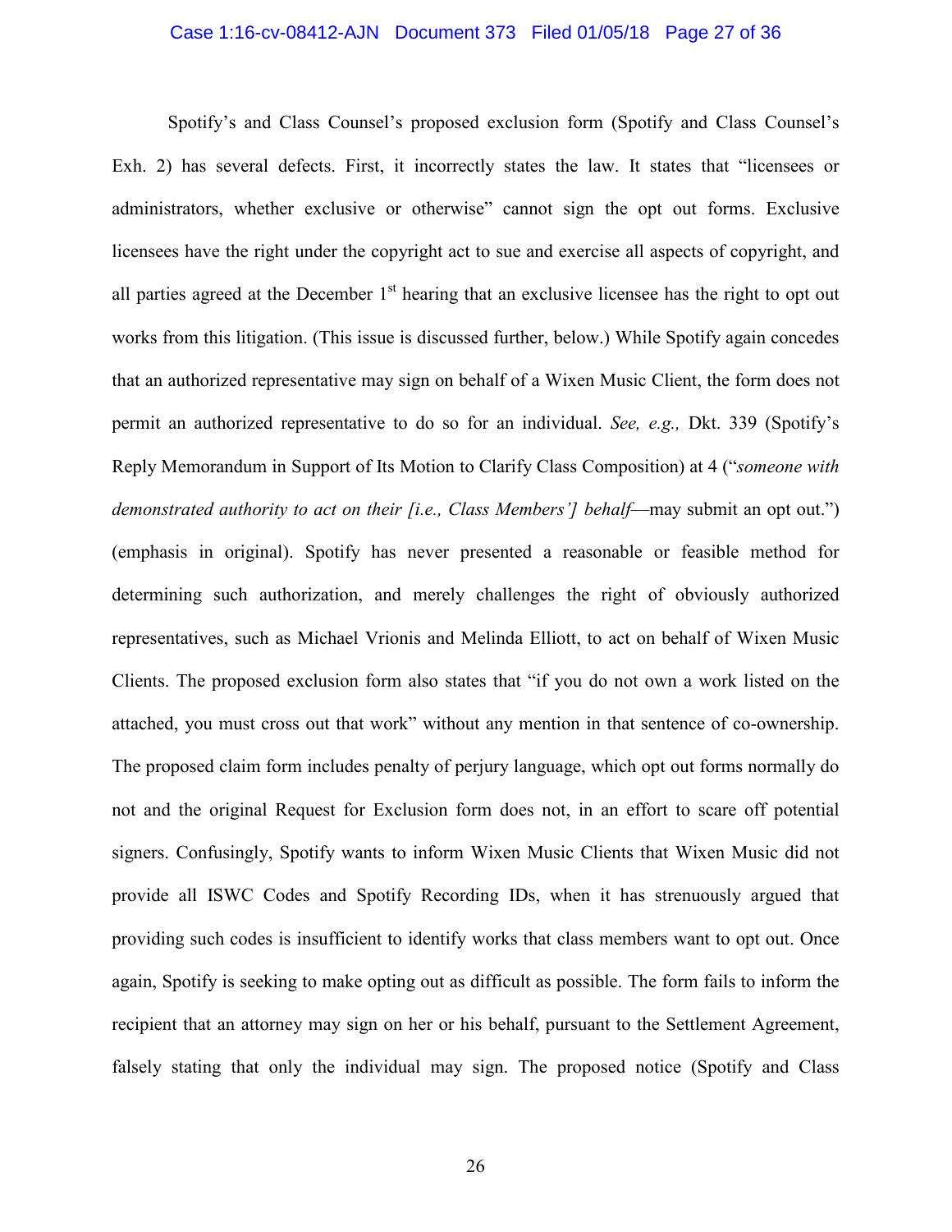Spotify's and Class Counsel's proposed exclusion form (Spotify and Class Counsel's Exh. 2) has several defects. First, it incorrectly states the law. It states that "licensees or administrators, whether exclusive or otherwise" cannot sign the opt out forms. Exclusive licensees have the right under the copyright act to sue and exercise all aspects of copyright, and all parties agreed at the December 1st hearing that an exclusive licensee has the right to opt out works from this litigation. (This issue is discussed further, below.) While Spotify again concedes that an authorized representative may sign on behalf of a Wixen Music Client, the form does not permit an authorized representative to do so for an individual. *See, e.g.,* Dkt. 339 (Spotify's Reply Memorandum in Support of Its Motion to Clarify Class Composition) at 4 ("*someone with demonstrated authority to act on their [i.e., Class Members'] behalf*—may submit an opt out.") (emphasis in original). Spotify has never presented a reasonable or feasible method for determining such authorization, and merely challenges the right of obviously authorized representatives, such as Michael Vrionis and Melinda Elliott, to act on behalf of Wixen Music Clients. The proposed exclusion form also states that "if you do not own a work listed on the attached, you must cross out that work" without any mention in that sentence of co-ownership. The proposed claim form includes penalty of perjury language, which opt out forms normally do not and the original Request for Exclusion form does not, in an effort to scare off potential signers. Confusingly, Spotify wants to inform Wixen Music Clients that Wixen Music did not provide all ISWC Codes and Spotify Recording IDs, when it has strenuously argued that providing such codes is insufficient to identify works that class members want to opt out. Once again, Spotify is seeking to make opting out as difficult as possible. The form fails to inform the recipient that an attorney may sign on her or his behalf, pursuant to the Settlement Agreement, falsely stating that only the individual may sign. The proposed notice (Spotify and Class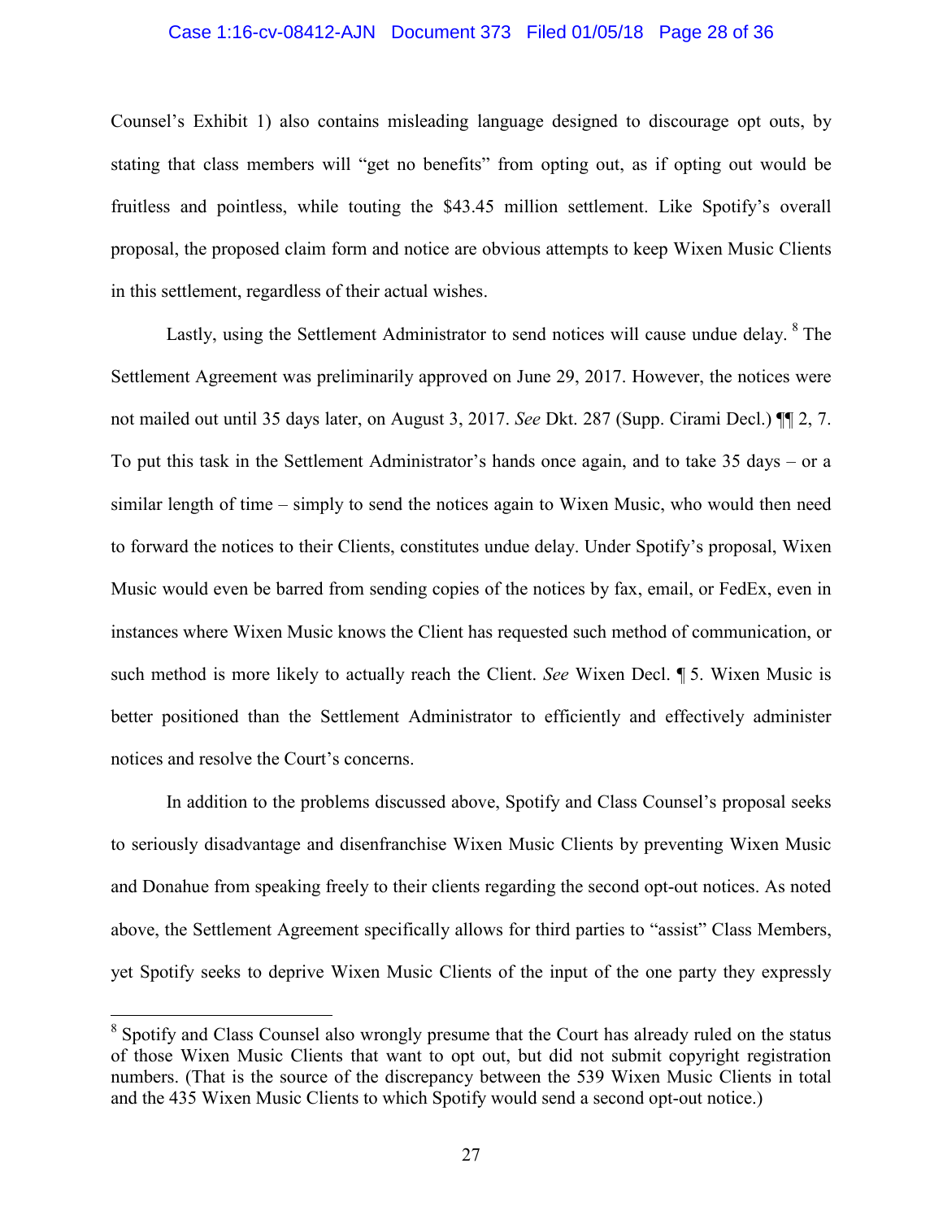Counsel's Exhibit 1) also contains misleading language designed to discourage opt outs, by stating that class members will "get no benefits" from opting out, as if opting out would be fruitless and pointless, while touting the $43.45 million settlement. Like Spotify's overall proposal, the proposed claim form and notice are obvious attempts to keep Wixen Music Clients in this settlement, regardless of their actual wishes.

Lastly, using the Settlement Administrator to send notices will cause undue delay. [8] The Settlement Agreement was preliminarily approved on June 29, 2017. However, the notices were not mailed out until 35 days later, on August 3, 2017. *See* Dkt. 287 (Supp. Cirami Decl.) ¶¶ 2, 7. To put this task in the Settlement Administrator's hands once again, and to take 35 days – or a similar length of time – simply to send the notices again to Wixen Music, who would then need to forward the notices to their Clients, constitutes undue delay. Under Spotify's proposal, Wixen Music would even be barred from sending copies of the notices by fax, email, or FedEx, even in instances where Wixen Music knows the Client has requested such method of communication, or such method is more likely to actually reach the Client. *See* Wixen Decl. ¶ 5. Wixen Music is better positioned than the Settlement Administrator to efficiently and effectively administer notices and resolve the Court's concerns.

In addition to the problems discussed above, Spotify and Class Counsel's proposal seeks to seriously disadvantage and disenfranchise Wixen Music Clients by preventing Wixen Music and Donahue from speaking freely to their clients regarding the second opt-out notices. As noted above, the Settlement Agreement specifically allows for third parties to "assist" Class Members, yet Spotify seeks to deprive Wixen Music Clients of the input of the one party they expressly

---

[8] Spotify and Class Counsel also wrongly presume that the Court has already ruled on the status of those Wixen Music Clients that want to opt out, but did not submit copyright registration numbers. (That is the source of the discrepancy between the 539 Wixen Music Clients in total and the 435 Wixen Music Clients to which Spotify would send a second opt-out notice.)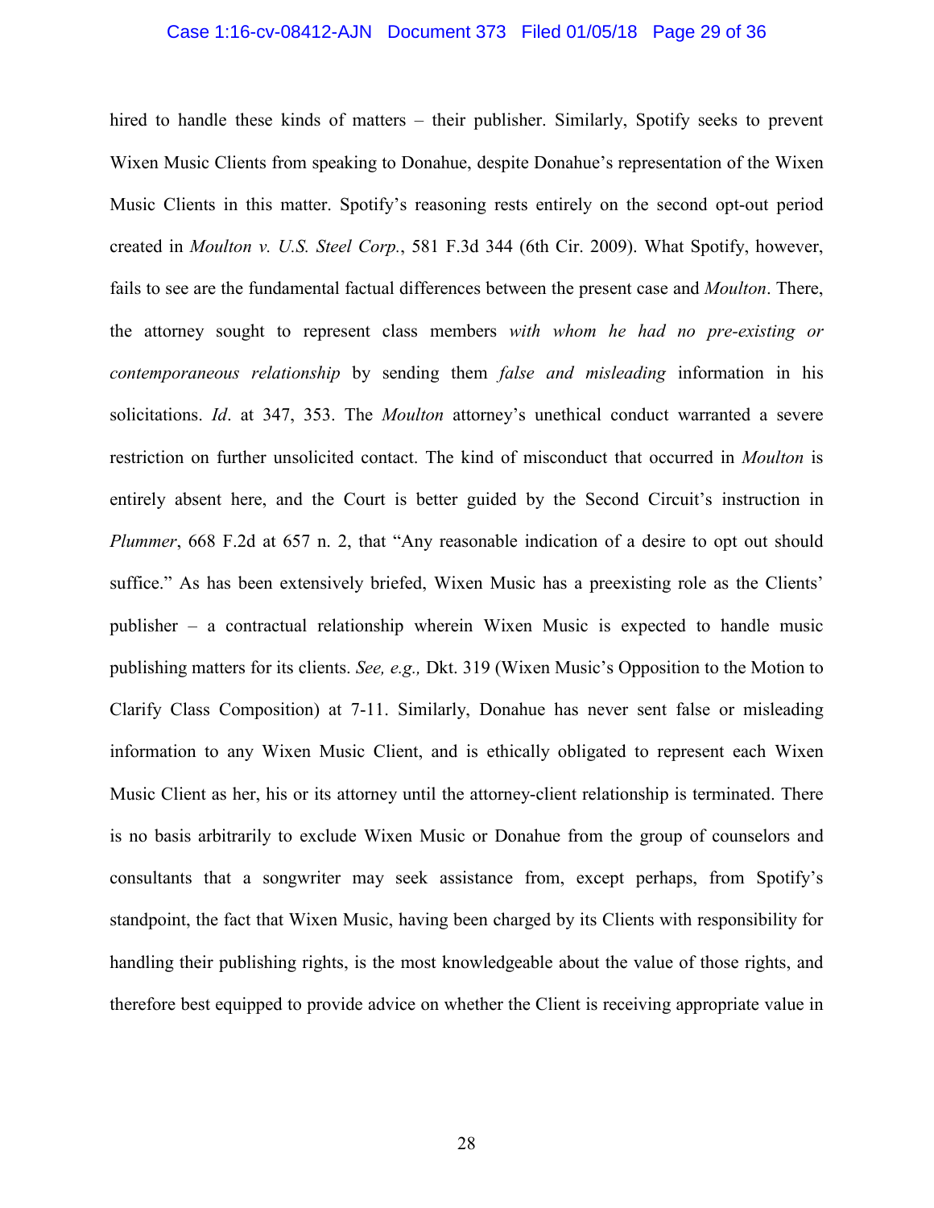hired to handle these kinds of matters – their publisher. Similarly, Spotify seeks to prevent Wixen Music Clients from speaking to Donahue, despite Donahue's representation of the Wixen Music Clients in this matter. Spotify's reasoning rests entirely on the second opt-out period created in *Moulton v. U.S. Steel Corp.*, 581 F.3d 344 (6th Cir. 2009). What Spotify, however, fails to see are the fundamental factual differences between the present case and *Moulton*. There, the attorney sought to represent class members *with whom he had no pre-existing or contemporaneous relationship* by sending them *false and misleading* information in his solicitations. *Id*. at 347, 353. The *Moulton* attorney's unethical conduct warranted a severe restriction on further unsolicited contact. The kind of misconduct that occurred in *Moulton* is entirely absent here, and the Court is better guided by the Second Circuit's instruction in *Plummer*, 668 F.2d at 657 n. 2, that "Any reasonable indication of a desire to opt out should suffice." As has been extensively briefed, Wixen Music has a preexisting role as the Clients' publisher – a contractual relationship wherein Wixen Music is expected to handle music publishing matters for its clients. *See, e.g.,* Dkt. 319 (Wixen Music's Opposition to the Motion to Clarify Class Composition) at 7-11. Similarly, Donahue has never sent false or misleading information to any Wixen Music Client, and is ethically obligated to represent each Wixen Music Client as her, his or its attorney until the attorney-client relationship is terminated. There is no basis arbitrarily to exclude Wixen Music or Donahue from the group of counselors and consultants that a songwriter may seek assistance from, except perhaps, from Spotify's standpoint, the fact that Wixen Music, having been charged by its Clients with responsibility for handling their publishing rights, is the most knowledgeable about the value of those rights, and therefore best equipped to provide advice on whether the Client is receiving appropriate value in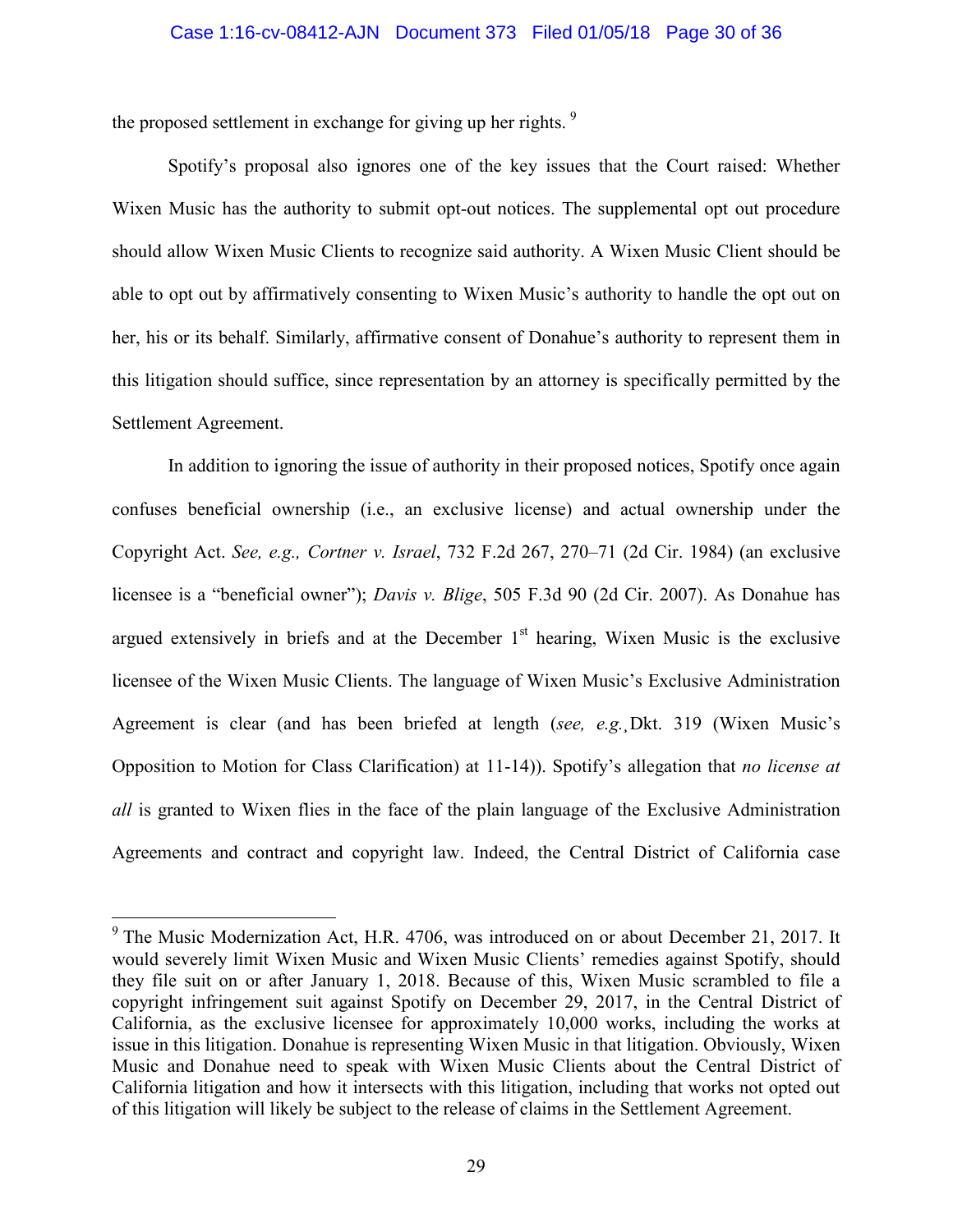the proposed settlement in exchange for giving up her rights. [9]

Spotify's proposal also ignores one of the key issues that the Court raised: Whether Wixen Music has the authority to submit opt-out notices. The supplemental opt out procedure should allow Wixen Music Clients to recognize said authority. A Wixen Music Client should be able to opt out by affirmatively consenting to Wixen Music's authority to handle the opt out on her, his or its behalf. Similarly, affirmative consent of Donahue's authority to represent them in this litigation should suffice, since representation by an attorney is specifically permitted by the Settlement Agreement.

In addition to ignoring the issue of authority in their proposed notices, Spotify once again confuses beneficial ownership (i.e., an exclusive license) and actual ownership under the Copyright Act. *See, e.g., Cortner v. Israel*, 732 F.2d 267, 270–71 (2d Cir. 1984) (an exclusive licensee is a "beneficial owner"); *Davis v. Blige*, 505 F.3d 90 (2d Cir. 2007). As Donahue has argued extensively in briefs and at the December 1st hearing, Wixen Music is the exclusive licensee of the Wixen Music Clients. The language of Wixen Music's Exclusive Administration Agreement is clear (and has been briefed at length (*see, e.g.,* Dkt. 319 (Wixen Music's Opposition to Motion for Class Clarification) at 11-14)). Spotify's allegation that *no license at all* is granted to Wixen flies in the face of the plain language of the Exclusive Administration Agreements and contract and copyright law. Indeed, the Central District of California case

---

[9] The Music Modernization Act, H.R. 4706, was introduced on or about December 21, 2017. It would severely limit Wixen Music and Wixen Music Clients' remedies against Spotify, should they file suit on or after January 1, 2018. Because of this, Wixen Music scrambled to file a copyright infringement suit against Spotify on December 29, 2017, in the Central District of California, as the exclusive licensee for approximately 10,000 works, including the works at issue in this litigation. Donahue is representing Wixen Music in that litigation. Obviously, Wixen Music and Donahue need to speak with Wixen Music Clients about the Central District of California litigation and how it intersects with this litigation, including that works not opted out of this litigation will likely be subject to the release of claims in the Settlement Agreement.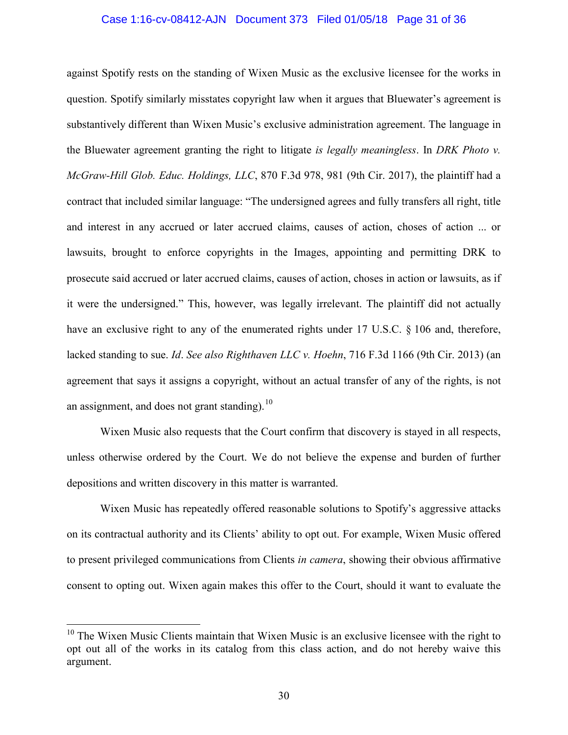against Spotify rests on the standing of Wixen Music as the exclusive licensee for the works in question. Spotify similarly misstates copyright law when it argues that Bluewater's agreement is substantively different than Wixen Music's exclusive administration agreement. The language in the Bluewater agreement granting the right to litigate *is legally meaningless*. In *DRK Photo v. McGraw-Hill Glob. Educ. Holdings, LLC*, 870 F.3d 978, 981 (9th Cir. 2017), the plaintiff had a contract that included similar language: "The undersigned agrees and fully transfers all right, title and interest in any accrued or later accrued claims, causes of action, choses of action ... or lawsuits, brought to enforce copyrights in the Images, appointing and permitting DRK to prosecute said accrued or later accrued claims, causes of action, choses in action or lawsuits, as if it were the undersigned." This, however, was legally irrelevant. The plaintiff did not actually have an exclusive right to any of the enumerated rights under 17 U.S.C. § 106 and, therefore, lacked standing to sue. *Id*. *See also Righthaven LLC v. Hoehn*, 716 F.3d 1166 (9th Cir. 2013) (an agreement that says it assigns a copyright, without an actual transfer of any of the rights, is not an assignment, and does not grant standing).[10]

Wixen Music also requests that the Court confirm that discovery is stayed in all respects, unless otherwise ordered by the Court. We do not believe the expense and burden of further depositions and written discovery in this matter is warranted.

Wixen Music has repeatedly offered reasonable solutions to Spotify's aggressive attacks on its contractual authority and its Clients' ability to opt out. For example, Wixen Music offered to present privileged communications from Clients *in camera*, showing their obvious affirmative consent to opting out. Wixen again makes this offer to the Court, should it want to evaluate the

---

[10] The Wixen Music Clients maintain that Wixen Music is an exclusive licensee with the right to opt out all of the works in its catalog from this class action, and do not hereby waive this argument.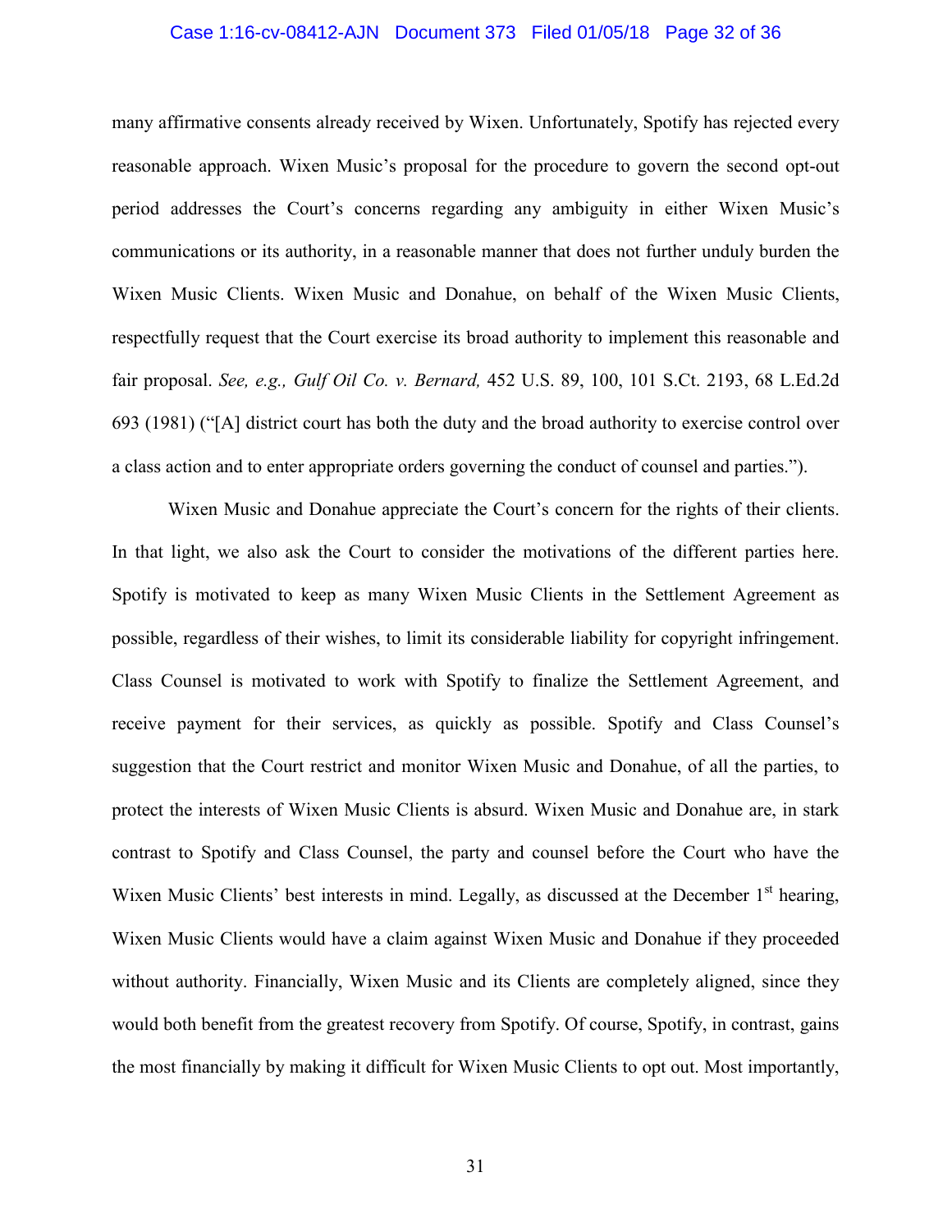many affirmative consents already received by Wixen. Unfortunately, Spotify has rejected every reasonable approach. Wixen Music's proposal for the procedure to govern the second opt-out period addresses the Court's concerns regarding any ambiguity in either Wixen Music's communications or its authority, in a reasonable manner that does not further unduly burden the Wixen Music Clients. Wixen Music and Donahue, on behalf of the Wixen Music Clients, respectfully request that the Court exercise its broad authority to implement this reasonable and fair proposal. *See, e.g., Gulf Oil Co. v. Bernard,* 452 U.S. 89, 100, 101 S.Ct. 2193, 68 L.Ed.2d 693 (1981) ("[A] district court has both the duty and the broad authority to exercise control over a class action and to enter appropriate orders governing the conduct of counsel and parties.").

Wixen Music and Donahue appreciate the Court's concern for the rights of their clients. In that light, we also ask the Court to consider the motivations of the different parties here. Spotify is motivated to keep as many Wixen Music Clients in the Settlement Agreement as possible, regardless of their wishes, to limit its considerable liability for copyright infringement. Class Counsel is motivated to work with Spotify to finalize the Settlement Agreement, and receive payment for their services, as quickly as possible. Spotify and Class Counsel's suggestion that the Court restrict and monitor Wixen Music and Donahue, of all the parties, to protect the interests of Wixen Music Clients is absurd. Wixen Music and Donahue are, in stark contrast to Spotify and Class Counsel, the party and counsel before the Court who have the Wixen Music Clients' best interests in mind. Legally, as discussed at the December 1st hearing, Wixen Music Clients would have a claim against Wixen Music and Donahue if they proceeded without authority. Financially, Wixen Music and its Clients are completely aligned, since they would both benefit from the greatest recovery from Spotify. Of course, Spotify, in contrast, gains the most financially by making it difficult for Wixen Music Clients to opt out. Most importantly,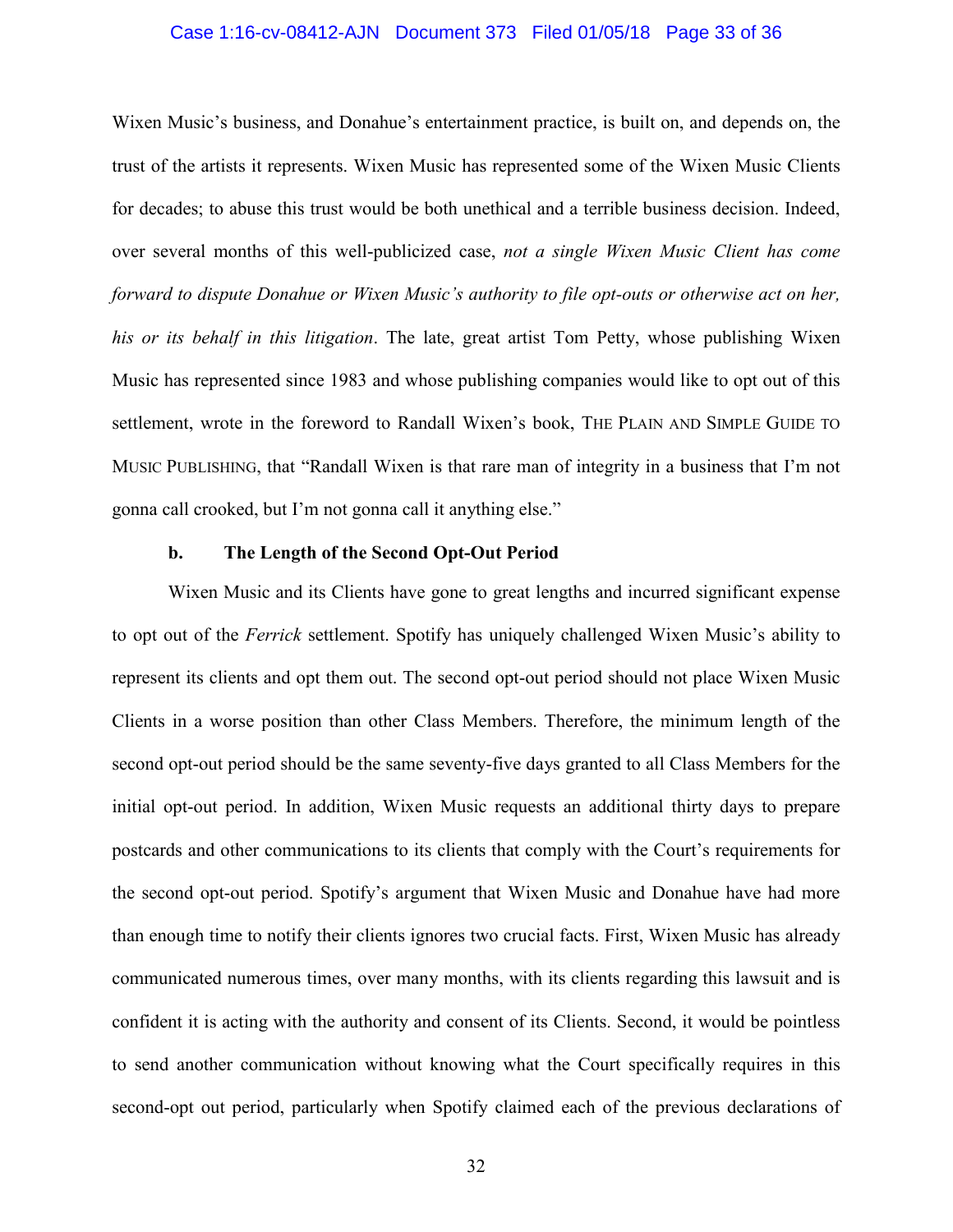Wixen Music's business, and Donahue's entertainment practice, is built on, and depends on, the trust of the artists it represents. Wixen Music has represented some of the Wixen Music Clients for decades; to abuse this trust would be both unethical and a terrible business decision. Indeed, over several months of this well-publicized case, *not a single Wixen Music Client has come forward to dispute Donahue or Wixen Music's authority to file opt-outs or otherwise act on her, his or its behalf in this litigation*. The late, great artist Tom Petty, whose publishing Wixen Music has represented since 1983 and whose publishing companies would like to opt out of this settlement, wrote in the foreword to Randall Wixen's book, THE PLAIN AND SIMPLE GUIDE TO MUSIC PUBLISHING, that "Randall Wixen is that rare man of integrity in a business that I'm not gonna call crooked, but I'm not gonna call it anything else."

**b. The Length of the Second Opt-Out Period**

Wixen Music and its Clients have gone to great lengths and incurred significant expense to opt out of the *Ferrick* settlement. Spotify has uniquely challenged Wixen Music's ability to represent its clients and opt them out. The second opt-out period should not place Wixen Music Clients in a worse position than other Class Members. Therefore, the minimum length of the second opt-out period should be the same seventy-five days granted to all Class Members for the initial opt-out period. In addition, Wixen Music requests an additional thirty days to prepare postcards and other communications to its clients that comply with the Court's requirements for the second opt-out period. Spotify's argument that Wixen Music and Donahue have had more than enough time to notify their clients ignores two crucial facts. First, Wixen Music has already communicated numerous times, over many months, with its clients regarding this lawsuit and is confident it is acting with the authority and consent of its Clients. Second, it would be pointless to send another communication without knowing what the Court specifically requires in this second-opt out period, particularly when Spotify claimed each of the previous declarations of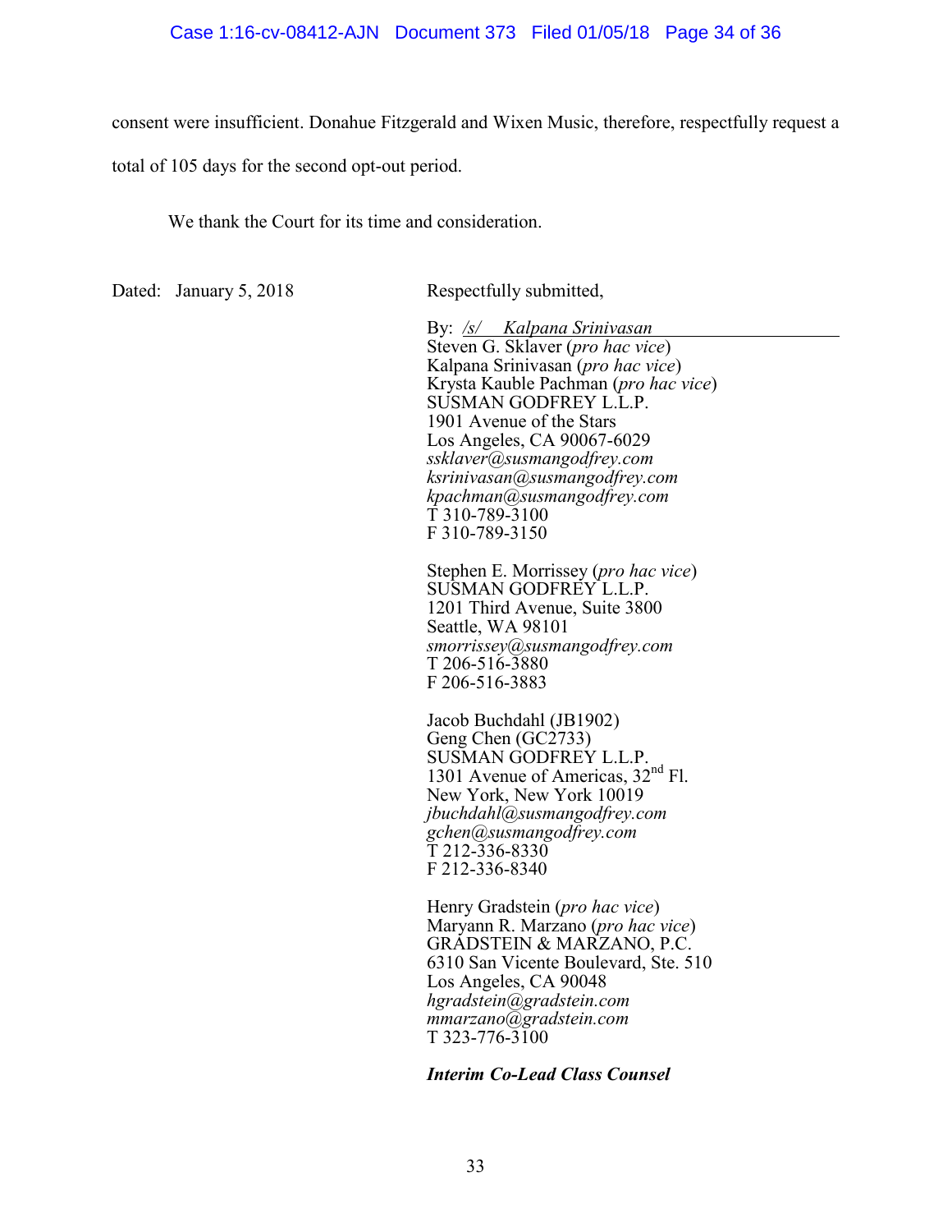consent were insufficient. Donahue Fitzgerald and Wixen Music, therefore, respectfully request a total of 105 days for the second opt-out period.

We thank the Court for its time and consideration.

Dated: January 5, 2018

Respectfully submitted,

By: /s/ Kalpana Srinivasan
Steven G. Sklaver (*pro hac vice*)
Kalpana Srinivasan (*pro hac vice*)
Krysta Kauble Pachman (*pro hac vice*)
SUSMAN GODFREY L.L.P.
1901 Avenue of the Stars
Los Angeles, CA 90067-6029
*ssklaver@susmangodfrey.com*
*ksrinivasan@susmangodfrey.com*
*kpachman@susmangodfrey.com*
T 310-789-3100
F 310-789-3150

Stephen E. Morrissey (*pro hac vice*)
SUSMAN GODFREY L.L.P.
1201 Third Avenue, Suite 3800
Seattle, WA 98101
*smorrissey@susmangodfrey.com*
T 206-516-3880
F 206-516-3883

Jacob Buchdahl (JB1902)
Geng Chen (GC2733)
SUSMAN GODFREY L.L.P.
1301 Avenue of Americas, 32nd Fl.
New York, New York 10019
*jbuchdahl@susmangodfrey.com*
*gchen@susmangodfrey.com*
T 212-336-8330
F 212-336-8340

Henry Gradstein (*pro hac vice*)
Maryann R. Marzano (*pro hac vice*)
GRADSTEIN & MARZANO, P.C.
6310 San Vicente Boulevard, Ste. 510
Los Angeles, CA 90048
*hgradstein@gradstein.com*
*mmarzano@gradstein.com*
T 323-776-3100

***Interim Co-Lead Class Counsel***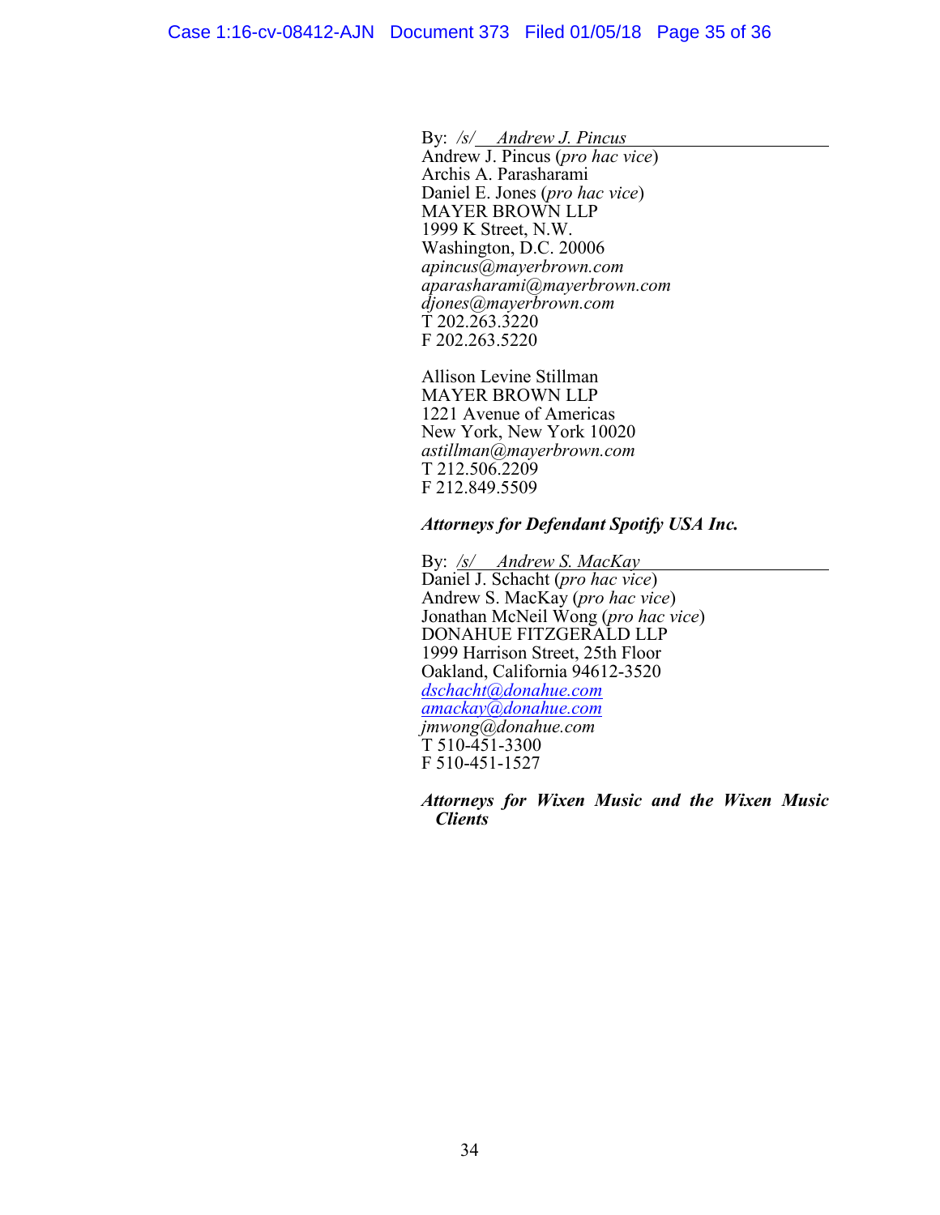By: */s/ Andrew J. Pincus*
Andrew J. Pincus (*pro hac vice*)
Archis A. Parasharami
Daniel E. Jones (*pro hac vice*)
MAYER BROWN LLP
1999 K Street, N.W.
Washington, D.C. 20006
*apincus@mayerbrown.com*
*aparasharami@mayerbrown.com*
*djones@mayerbrown.com*
T 202.263.3220
F 202.263.5220

Allison Levine Stillman
MAYER BROWN LLP
1221 Avenue of Americas
New York, New York 10020
*astillman@mayerbrown.com*
T 212.506.2209
F 212.849.5509

***Attorneys for Defendant Spotify USA Inc.***

By: */s/ Andrew S. MacKay*
Daniel J. Schacht (*pro hac vice*)
Andrew S. MacKay (*pro hac vice*)
Jonathan McNeil Wong (*pro hac vice*)
DONAHUE FITZGERALD LLP
1999 Harrison Street, 25th Floor
Oakland, California 94612-3520
*dschacht@donahue.com*
*amackay@donahue.com*
*jmwong@donahue.com*
T 510-451-3300
F 510-451-1527

***Attorneys for Wixen Music and the Wixen Music Clients***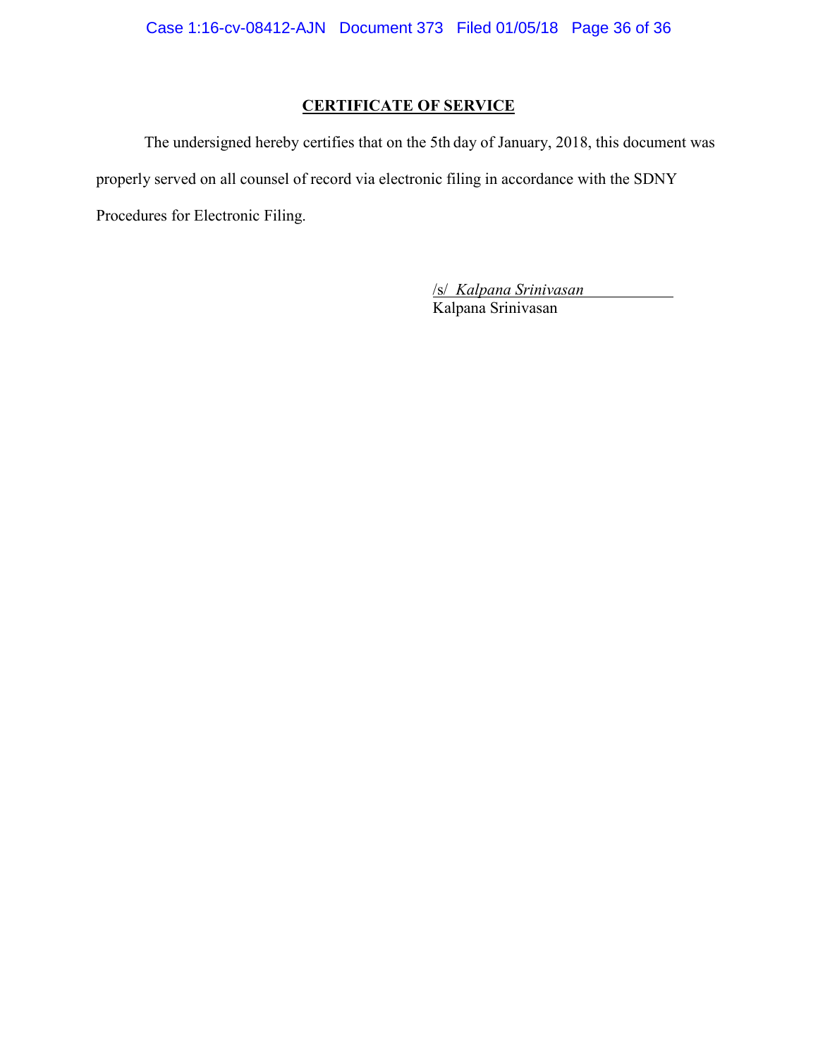**CERTIFICATE OF SERVICE**

The undersigned hereby certifies that on the 5th day of January, 2018, this document was properly served on all counsel of record via electronic filing in accordance with the SDNY Procedures for Electronic Filing.

/s/ *Kalpana Srinivasan*
Kalpana Srinivasan